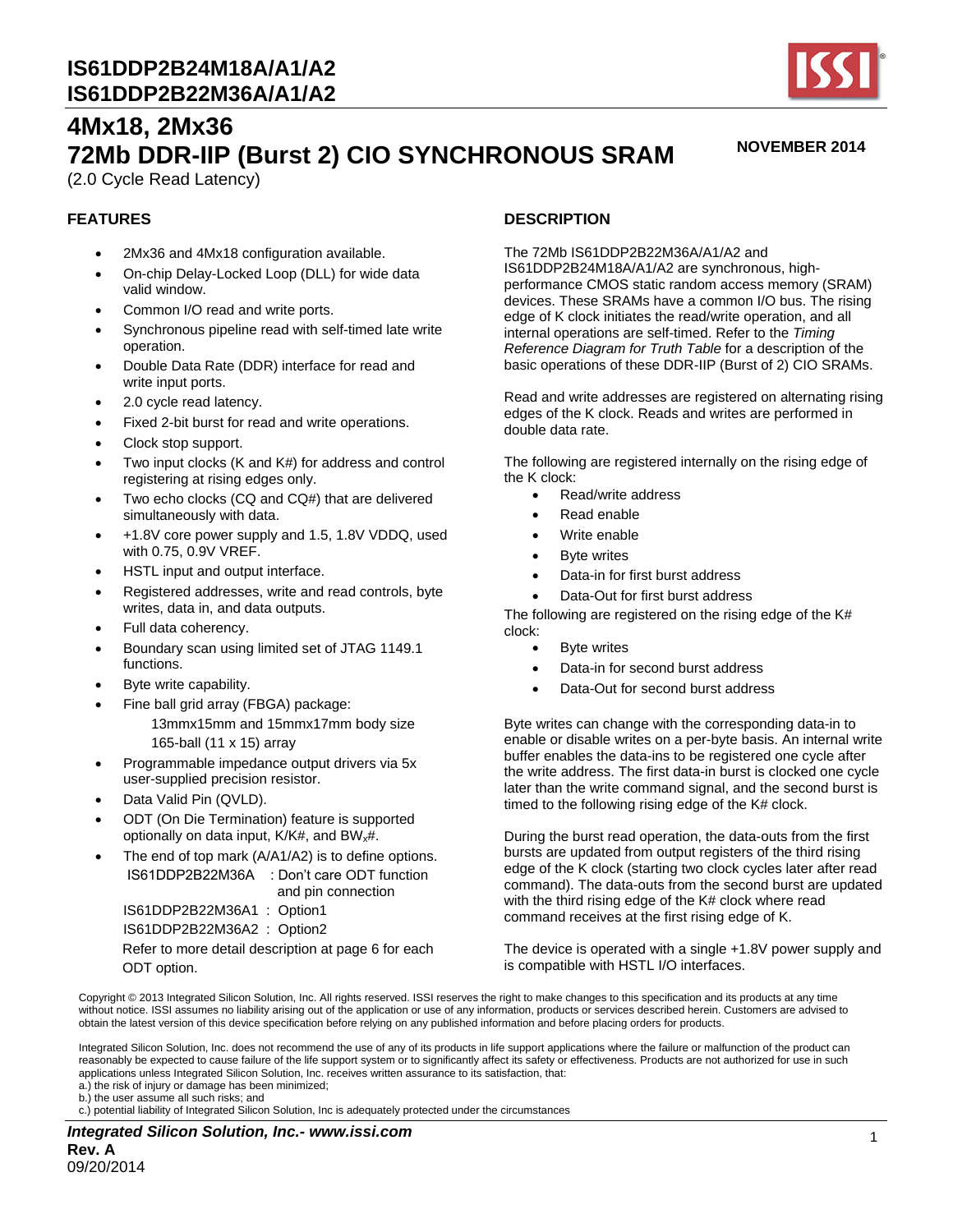# IS61DDP2B24M18A/A1/A2
# IS61DDP2B22M36A/A1/A2

## 4Mx18, 2Mx36
## 72Mb DDR-IIP (Burst 2) CIO SYNCHRONOUS SRAM

(2.0 Cycle Read Latency)

**NOVEMBER 2014**

### FEATURES

- 2Mx36 and 4Mx18 configuration available.
- On-chip Delay-Locked Loop (DLL) for wide data valid window.
- Common I/O read and write ports.
- Synchronous pipeline read with self-timed late write operation.
- Double Data Rate (DDR) interface for read and write input ports.
- 2.0 cycle read latency.
- Fixed 2-bit burst for read and write operations.
- Clock stop support.
- Two input clocks (K and K#) for address and control registering at rising edges only.
- Two echo clocks (CQ and CQ#) that are delivered simultaneously with data.
- +1.8V core power supply and 1.5, 1.8V VDDQ, used with 0.75, 0.9V VREF.
- HSTL input and output interface.
- Registered addresses, write and read controls, byte writes, data in, and data outputs.
- Full data coherency.
- Boundary scan using limited set of JTAG 1149.1 functions.
- Byte write capability.
- Fine ball grid array (FBGA) package:
  13mmx15mm and 15mmx17mm body size
  165-ball (11 x 15) array
- Programmable impedance output drivers via 5x user-supplied precision resistor.
- Data Valid Pin (QVLD).
- ODT (On Die Termination) feature is supported optionally on data input, K/K#, and $BW_x$#.
- The end of top mark (A/A1/A2) is to define options.
  IS61DDP2B22M36A : Don't care ODT function and pin connection
  IS61DDP2B22M36A1 : Option1
  IS61DDP2B22M36A2 : Option2
  Refer to more detail description at page 6 for each ODT option.

### DESCRIPTION

The 72Mb IS61DDP2B22M36A/A1/A2 and IS61DDP2B24M18A/A1/A2 are synchronous, high-performance CMOS static random access memory (SRAM) devices. These SRAMs have a common I/O bus. The rising edge of K clock initiates the read/write operation, and all internal operations are self-timed. Refer to the *Timing Reference Diagram for Truth Table* for a description of the basic operations of these DDR-IIP (Burst of 2) CIO SRAMs.

Read and write addresses are registered on alternating rising edges of the K clock. Reads and writes are performed in double data rate.

The following are registered internally on the rising edge of the K clock:

- Read/write address
- Read enable
- Write enable
- Byte writes
- Data-in for first burst address
- Data-Out for first burst address

The following are registered on the rising edge of the K# clock:

- Byte writes
- Data-in for second burst address
- Data-Out for second burst address

Byte writes can change with the corresponding data-in to enable or disable writes on a per-byte basis. An internal write buffer enables the data-ins to be registered one cycle after the write address. The first data-in burst is clocked one cycle later than the write command signal, and the second burst is timed to the following rising edge of the K# clock.

During the burst read operation, the data-outs from the first bursts are updated from output registers of the third rising edge of the K clock (starting two clock cycles later after read command). The data-outs from the second burst are updated with the third rising edge of the K# clock where read command receives at the first rising edge of K.

The device is operated with a single +1.8V power supply and is compatible with HSTL I/O interfaces.

Copyright © 2013 Integrated Silicon Solution, Inc. All rights reserved. ISSI reserves the right to make changes to this specification and its products at any time without notice. ISSI assumes no liability arising out of the application or use of any information, products or services described herein. Customers are advised to obtain the latest version of this device specification before relying on any published information and before placing orders for products.

Integrated Silicon Solution, Inc. does not recommend the use of any of its products in life support applications where the failure or malfunction of the product can reasonably be expected to cause failure of the life support system or to significantly affect its safety or effectiveness. Products are not authorized for use in such applications unless Integrated Silicon Solution, Inc. receives written assurance to its satisfaction, that:
a.) the risk of injury or damage has been minimized;
b.) the user assume all such risks; and
c.) potential liability of Integrated Silicon Solution, Inc is adequately protected under the circumstances

*Integrated Silicon Solution, Inc.- www.issi.com*
**Rev. A**
09/20/2014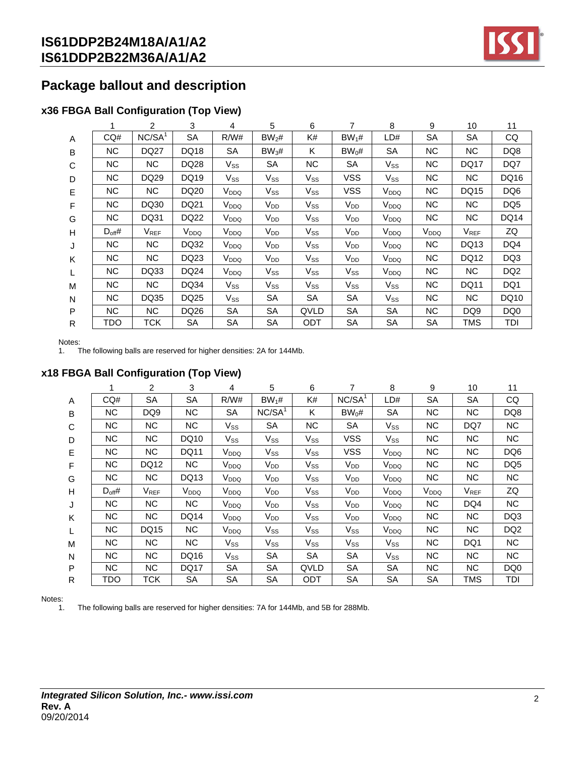## Package ballout and description

### x36 FBGA Ball Configuration (Top View)

| | 1 | 2 | 3 | 4 | 5 | 6 | 7 | 8 | 9 | 10 | 11 |
|---|---|---|---|---|---|---|---|---|---|---|---|
| A | CQ# | NC/SA[1] | SA | R/W# | $BW_2$# | K# | $BW_1$# | LD# | SA | SA | CQ |
| B | NC | DQ27 | DQ18 | SA | $BW_3$# | K | $BW_0$# | SA | NC | NC | DQ8 |
| C | NC | NC | DQ28 | $V_{SS}$ | SA | NC | SA | $V_{SS}$ | NC | DQ17 | DQ7 |
| D | NC | DQ29 | DQ19 | $V_{SS}$ | $V_{SS}$ | $V_{SS}$ | VSS | $V_{SS}$ | NC | NC | DQ16 |
| E | NC | NC | DQ20 | $V_{DDQ}$ | $V_{SS}$ | $V_{SS}$ | VSS | $V_{DDQ}$ | NC | DQ15 | DQ6 |
| F | NC | DQ30 | DQ21 | $V_{DDQ}$ | $V_{DD}$ | $V_{SS}$ | $V_{DD}$ | $V_{DDQ}$ | NC | NC | DQ5 |
| G | NC | DQ31 | DQ22 | $V_{DDQ}$ | $V_{DD}$ | $V_{SS}$ | $V_{DD}$ | $V_{DDQ}$ | NC | NC | DQ14 |
| H | $D_{off}$# | $V_{REF}$ | $V_{DDQ}$ | $V_{DDQ}$ | $V_{DD}$ | $V_{SS}$ | $V_{DD}$ | $V_{DDQ}$ | $V_{DDQ}$ | $V_{REF}$ | ZQ |
| J | NC | NC | DQ32 | $V_{DDQ}$ | $V_{DD}$ | $V_{SS}$ | $V_{DD}$ | $V_{DDQ}$ | NC | DQ13 | DQ4 |
| K | NC | NC | DQ23 | $V_{DDQ}$ | $V_{DD}$ | $V_{SS}$ | $V_{DD}$ | $V_{DDQ}$ | NC | DQ12 | DQ3 |
| L | NC | DQ33 | DQ24 | $V_{DDQ}$ | $V_{SS}$ | $V_{SS}$ | $V_{SS}$ | $V_{DDQ}$ | NC | NC | DQ2 |
| M | NC | NC | DQ34 | $V_{SS}$ | $V_{SS}$ | $V_{SS}$ | $V_{SS}$ | $V_{SS}$ | NC | DQ11 | DQ1 |
| N | NC | DQ35 | DQ25 | $V_{SS}$ | SA | SA | SA | $V_{SS}$ | NC | NC | DQ10 |
| P | NC | NC | DQ26 | SA | SA | QVLD | SA | SA | NC | DQ9 | DQ0 |
| R | TDO | TCK | SA | SA | SA | ODT | SA | SA | SA | TMS | TDI |

Notes:
1. The following balls are reserved for higher densities: 2A for 144Mb.

### x18 FBGA Ball Configuration (Top View)

| | 1 | 2 | 3 | 4 | 5 | 6 | 7 | 8 | 9 | 10 | 11 |
|---|---|---|---|---|---|---|---|---|---|---|---|
| A | CQ# | SA | SA | R/W# | $BW_1$# | K# | NC/SA[1] | LD# | SA | SA | CQ |
| B | NC | DQ9 | NC | SA | NC/SA[1] | K | $BW_0$# | SA | NC | NC | DQ8 |
| C | NC | NC | NC | $V_{SS}$ | SA | NC | SA | $V_{SS}$ | NC | DQ7 | NC |
| D | NC | NC | DQ10 | $V_{SS}$ | $V_{SS}$ | $V_{SS}$ | VSS | $V_{SS}$ | NC | NC | NC |
| E | NC | NC | DQ11 | $V_{DDQ}$ | $V_{SS}$ | $V_{SS}$ | VSS | $V_{DDQ}$ | NC | NC | DQ6 |
| F | NC | DQ12 | NC | $V_{DDQ}$ | $V_{DD}$ | $V_{SS}$ | $V_{DD}$ | $V_{DDQ}$ | NC | NC | DQ5 |
| G | NC | NC | DQ13 | $V_{DDQ}$ | $V_{DD}$ | $V_{SS}$ | $V_{DD}$ | $V_{DDQ}$ | NC | NC | NC |
| H | $D_{off}$# | $V_{REF}$ | $V_{DDQ}$ | $V_{DDQ}$ | $V_{DD}$ | $V_{SS}$ | $V_{DD}$ | $V_{DDQ}$ | $V_{DDQ}$ | $V_{REF}$ | ZQ |
| J | NC | NC | NC | $V_{DDQ}$ | $V_{DD}$ | $V_{SS}$ | $V_{DD}$ | $V_{DDQ}$ | NC | DQ4 | NC |
| K | NC | NC | DQ14 | $V_{DDQ}$ | $V_{DD}$ | $V_{SS}$ | $V_{DD}$ | $V_{DDQ}$ | NC | NC | DQ3 |
| L | NC | DQ15 | NC | $V_{DDQ}$ | $V_{SS}$ | $V_{SS}$ | $V_{SS}$ | $V_{DDQ}$ | NC | NC | DQ2 |
| M | NC | NC | NC | $V_{SS}$ | $V_{SS}$ | $V_{SS}$ | $V_{SS}$ | $V_{SS}$ | NC | DQ1 | NC |
| N | NC | NC | DQ16 | $V_{SS}$ | SA | SA | SA | $V_{SS}$ | NC | NC | NC |
| P | NC | NC | DQ17 | SA | SA | QVLD | SA | SA | NC | NC | DQ0 |
| R | TDO | TCK | SA | SA | SA | ODT | SA | SA | SA | TMS | TDI |

Notes:
1. The following balls are reserved for higher densities: 7A for 144Mb, and 5B for 288Mb.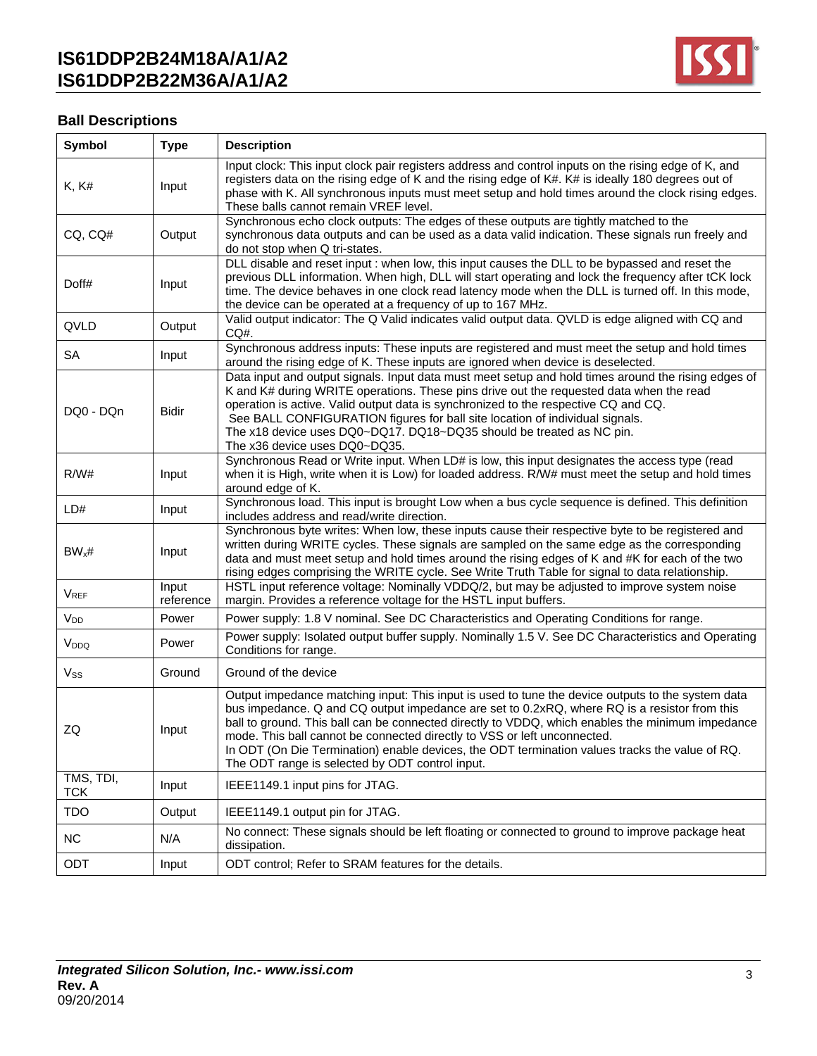## Ball Descriptions

| Symbol | Type | Description |
|---|---|---|
| K, K# | Input | Input clock: This input clock pair registers address and control inputs on the rising edge of K, and registers data on the rising edge of K and the rising edge of K#. K# is ideally 180 degrees out of phase with K. All synchronous inputs must meet setup and hold times around the clock rising edges. These balls cannot remain VREF level. |
| CQ, CQ# | Output | Synchronous echo clock outputs: The edges of these outputs are tightly matched to the synchronous data outputs and can be used as a data valid indication. These signals run freely and do not stop when Q tri-states. |
| Doff# | Input | DLL disable and reset input : when low, this input causes the DLL to be bypassed and reset the previous DLL information. When high, DLL will start operating and lock the frequency after tCK lock time. The device behaves in one clock read latency mode when the DLL is turned off. In this mode, the device can be operated at a frequency of up to 167 MHz. |
| QVLD | Output | Valid output indicator: The Q Valid indicates valid output data. QVLD is edge aligned with CQ and CQ#. |
| SA | Input | Synchronous address inputs: These inputs are registered and must meet the setup and hold times around the rising edge of K. These inputs are ignored when device is deselected. |
| DQ0 - DQn | Bidir | Data input and output signals. Input data must meet setup and hold times around the rising edges of K and K# during WRITE operations. These pins drive out the requested data when the read operation is active. Valid output data is synchronized to the respective CQ and CQ. See BALL CONFIGURATION figures for ball site location of individual signals. The x18 device uses DQ0~DQ17. DQ18~DQ35 should be treated as NC pin. The x36 device uses DQ0~DQ35. |
| R/W# | Input | Synchronous Read or Write input. When LD# is low, this input designates the access type (read when it is High, write when it is Low) for loaded address. R/W# must meet the setup and hold times around edge of K. |
| LD# | Input | Synchronous load. This input is brought Low when a bus cycle sequence is defined. This definition includes address and read/write direction. |
| $BW_x$# | Input | Synchronous byte writes: When low, these inputs cause their respective byte to be registered and written during WRITE cycles. These signals are sampled on the same edge as the corresponding data and must meet setup and hold times around the rising edges of K and #K for each of the two rising edges comprising the WRITE cycle. See Write Truth Table for signal to data relationship. |
| $V_{REF}$ | Input reference | HSTL input reference voltage: Nominally VDDQ/2, but may be adjusted to improve system noise margin. Provides a reference voltage for the HSTL input buffers. |
| $V_{DD}$ | Power | Power supply: 1.8 V nominal. See DC Characteristics and Operating Conditions for range. |
| $V_{DDQ}$ | Power | Power supply: Isolated output buffer supply. Nominally 1.5 V. See DC Characteristics and Operating Conditions for range. |
| $V_{SS}$ | Ground | Ground of the device |
| ZQ | Input | Output impedance matching input: This input is used to tune the device outputs to the system data bus impedance. Q and CQ output impedance are set to 0.2xRQ, where RQ is a resistor from this ball to ground. This ball can be connected directly to VDDQ, which enables the minimum impedance mode. This ball cannot be connected directly to VSS or left unconnected. In ODT (On Die Termination) enable devices, the ODT termination values tracks the value of RQ. The ODT range is selected by ODT control input. |
| TMS, TDI, TCK | Input | IEEE1149.1 input pins for JTAG. |
| TDO | Output | IEEE1149.1 output pin for JTAG. |
| NC | N/A | No connect: These signals should be left floating or connected to ground to improve package heat dissipation. |
| ODT | Input | ODT control; Refer to SRAM features for the details. |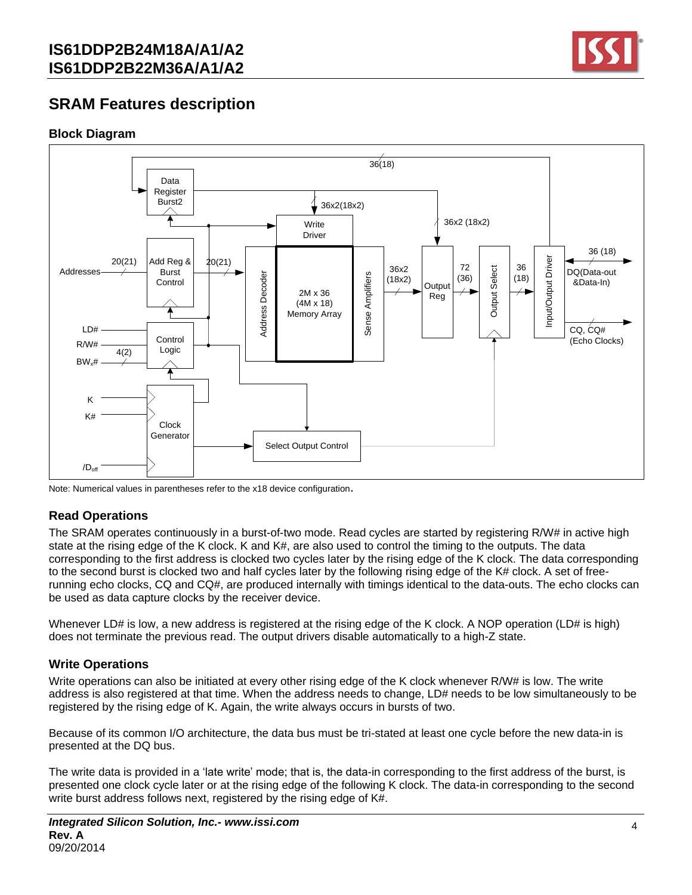## SRAM Features description

### Block Diagram

Note: Numerical values in parentheses refer to the x18 device configuration.

### Read Operations

The SRAM operates continuously in a burst-of-two mode. Read cycles are started by registering R/W# in active high state at the rising edge of the K clock. K and K#, are also used to control the timing to the outputs. The data corresponding to the first address is clocked two cycles later by the rising edge of the K clock. The data corresponding to the second burst is clocked two and half cycles later by the following rising edge of the K# clock. A set of free-running echo clocks, CQ and CQ#, are produced internally with timings identical to the data-outs. The echo clocks can be used as data capture clocks by the receiver device.

Whenever LD# is low, a new address is registered at the rising edge of the K clock. A NOP operation (LD# is high) does not terminate the previous read. The output drivers disable automatically to a high-Z state.

### Write Operations

Write operations can also be initiated at every other rising edge of the K clock whenever R/W# is low. The write address is also registered at that time. When the address needs to change, LD# needs to be low simultaneously to be registered by the rising edge of K. Again, the write always occurs in bursts of two.

Because of its common I/O architecture, the data bus must be tri-stated at least one cycle before the new data-in is presented at the DQ bus.

The write data is provided in a 'late write' mode; that is, the data-in corresponding to the first address of the burst, is presented one clock cycle later or at the rising edge of the following K clock. The data-in corresponding to the second write burst address follows next, registered by the rising edge of K#.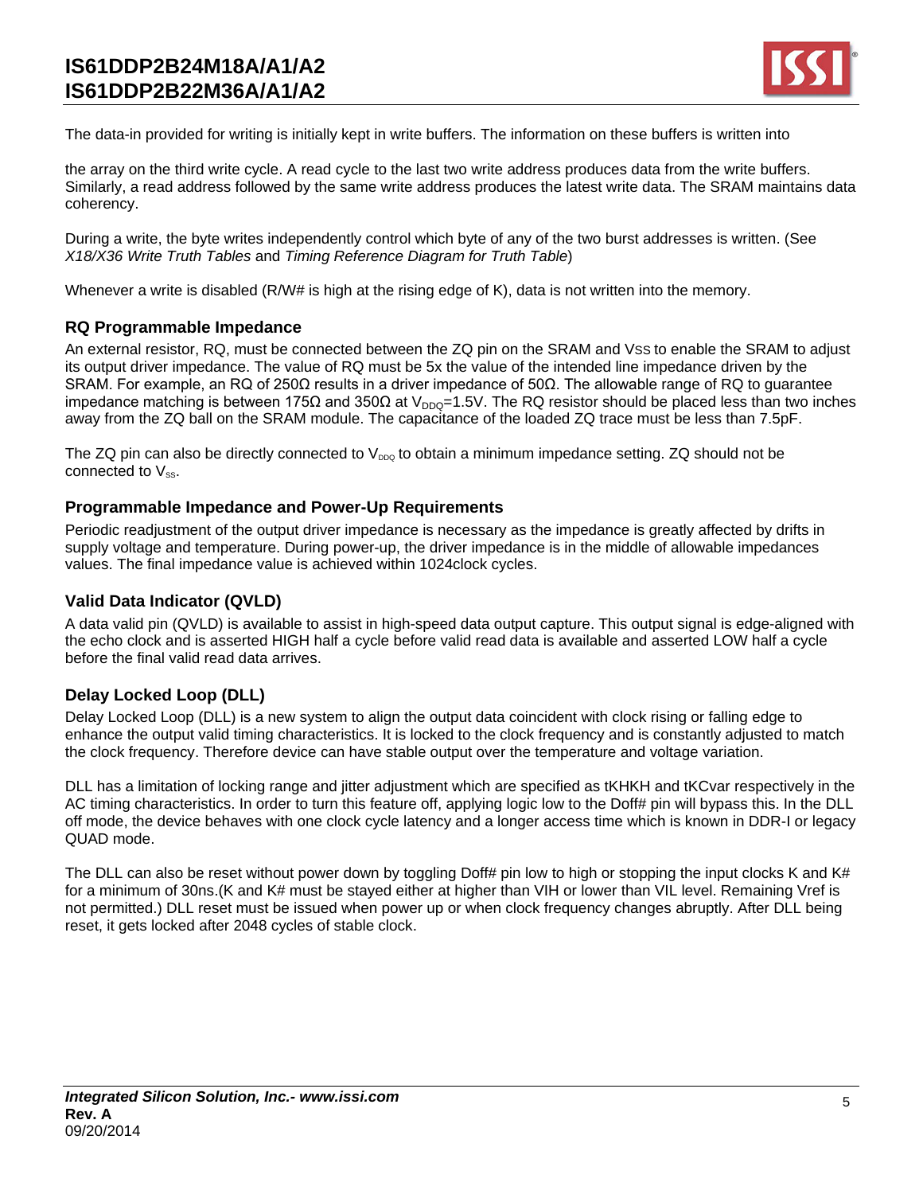The data-in provided for writing is initially kept in write buffers. The information on these buffers is written into

the array on the third write cycle. A read cycle to the last two write address produces data from the write buffers. Similarly, a read address followed by the same write address produces the latest write data. The SRAM maintains data coherency.

During a write, the byte writes independently control which byte of any of the two burst addresses is written. (See *X18/X36 Write Truth Tables* and *Timing Reference Diagram for Truth Table*)

Whenever a write is disabled (R/W# is high at the rising edge of K), data is not written into the memory.

### RQ Programmable Impedance

An external resistor, RQ, must be connected between the ZQ pin on the SRAM and VSS to enable the SRAM to adjust its output driver impedance. The value of RQ must be 5x the value of the intended line impedance driven by the SRAM. For example, an RQ of 250Ω results in a driver impedance of 50Ω. The allowable range of RQ to guarantee impedance matching is between 175Ω and 350Ω at $V_{DDQ}$=1.5V. The RQ resistor should be placed less than two inches away from the ZQ ball on the SRAM module. The capacitance of the loaded ZQ trace must be less than 7.5pF.

The ZQ pin can also be directly connected to $V_{DDQ}$ to obtain a minimum impedance setting. ZQ should not be connected to $V_{SS}$.

### Programmable Impedance and Power-Up Requirements

Periodic readjustment of the output driver impedance is necessary as the impedance is greatly affected by drifts in supply voltage and temperature. During power-up, the driver impedance is in the middle of allowable impedances values. The final impedance value is achieved within 1024clock cycles.

### Valid Data Indicator (QVLD)

A data valid pin (QVLD) is available to assist in high-speed data output capture. This output signal is edge-aligned with the echo clock and is asserted HIGH half a cycle before valid read data is available and asserted LOW half a cycle before the final valid read data arrives.

### Delay Locked Loop (DLL)

Delay Locked Loop (DLL) is a new system to align the output data coincident with clock rising or falling edge to enhance the output valid timing characteristics. It is locked to the clock frequency and is constantly adjusted to match the clock frequency. Therefore device can have stable output over the temperature and voltage variation.

DLL has a limitation of locking range and jitter adjustment which are specified as tKHKH and tKCvar respectively in the AC timing characteristics. In order to turn this feature off, applying logic low to the Doff# pin will bypass this. In the DLL off mode, the device behaves with one clock cycle latency and a longer access time which is known in DDR-I or legacy QUAD mode.

The DLL can also be reset without power down by toggling Doff# pin low to high or stopping the input clocks K and K# for a minimum of 30ns.(K and K# must be stayed either at higher than VIH or lower than VIL level. Remaining Vref is not permitted.) DLL reset must be issued when power up or when clock frequency changes abruptly. After DLL being reset, it gets locked after 2048 cycles of stable clock.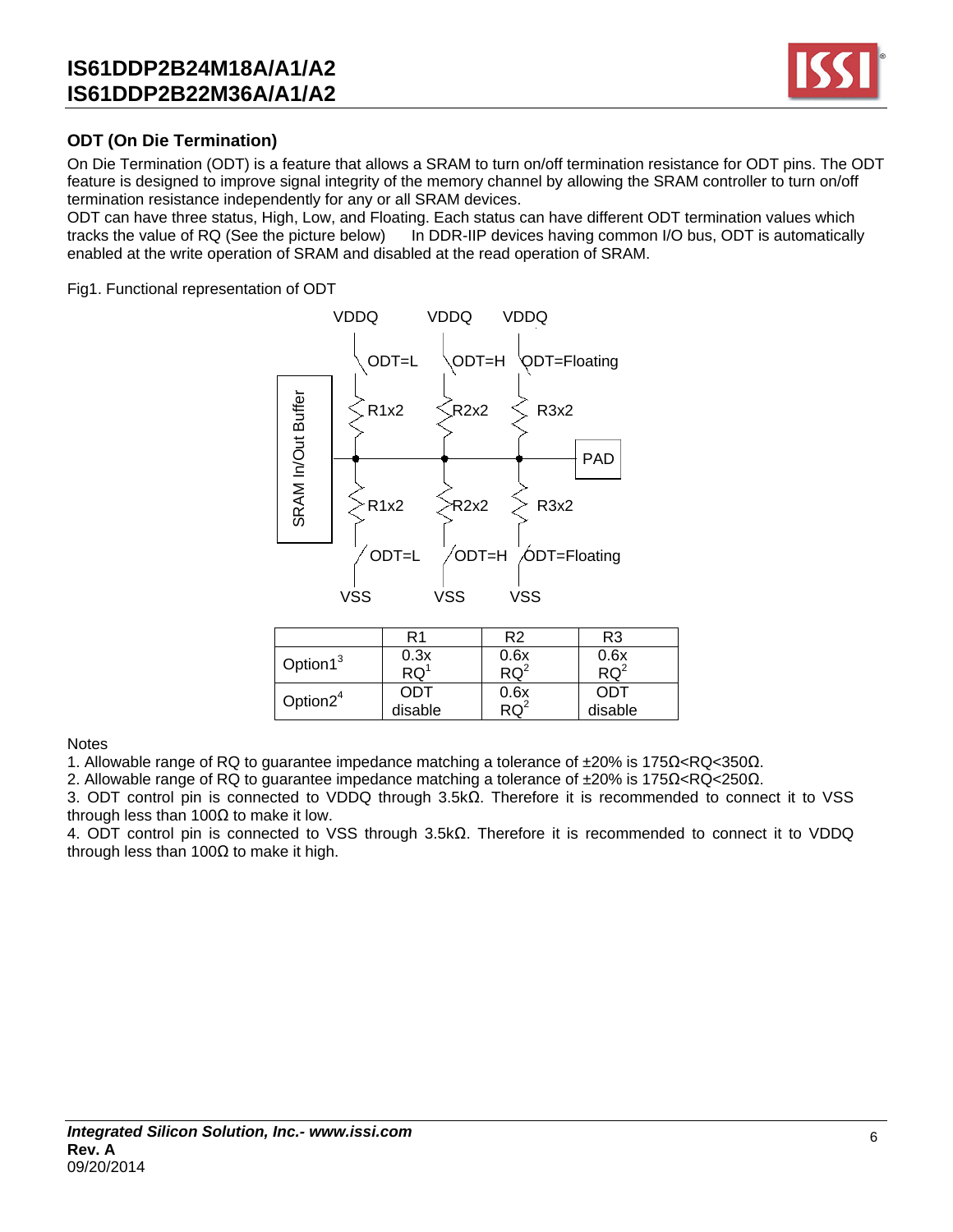## ODT (On Die Termination)

On Die Termination (ODT) is a feature that allows a SRAM to turn on/off termination resistance for ODT pins. The ODT feature is designed to improve signal integrity of the memory channel by allowing the SRAM controller to turn on/off termination resistance independently for any or all SRAM devices.
ODT can have three status, High, Low, and Floating. Each status can have different ODT termination values which tracks the value of RQ (See the picture below)    In DDR-IIP devices having common I/O bus, ODT is automatically enabled at the write operation of SRAM and disabled at the read operation of SRAM.

Fig1. Functional representation of ODT

VDDQ VDDQ VDDQ

ODT=L ODT=H ODT=Floating

R1x2 R2x2 R3x2

SRAM In/Out Buffer PAD

R1x2 R2x2 R3x2

ODT=L ODT=H ODT=Floating

VSS VSS VSS

| | R1 | R2 | R3 |
|---|---|---|---|
| Option1[3] | 0.3x RQ[1] | 0.6x RQ[2] | 0.6x RQ[2] |
| Option2[4] | ODT disable | 0.6x RQ[2] | ODT disable |

Notes
1. Allowable range of RQ to guarantee impedance matching a tolerance of ±20% is 175Ω<RQ<350Ω.
2. Allowable range of RQ to guarantee impedance matching a tolerance of ±20% is 175Ω<RQ<250Ω.
3. ODT control pin is connected to VDDQ through 3.5kΩ. Therefore it is recommended to connect it to VSS through less than 100Ω to make it low.
4. ODT control pin is connected to VSS through 3.5kΩ. Therefore it is recommended to connect it to VDDQ through less than 100Ω to make it high.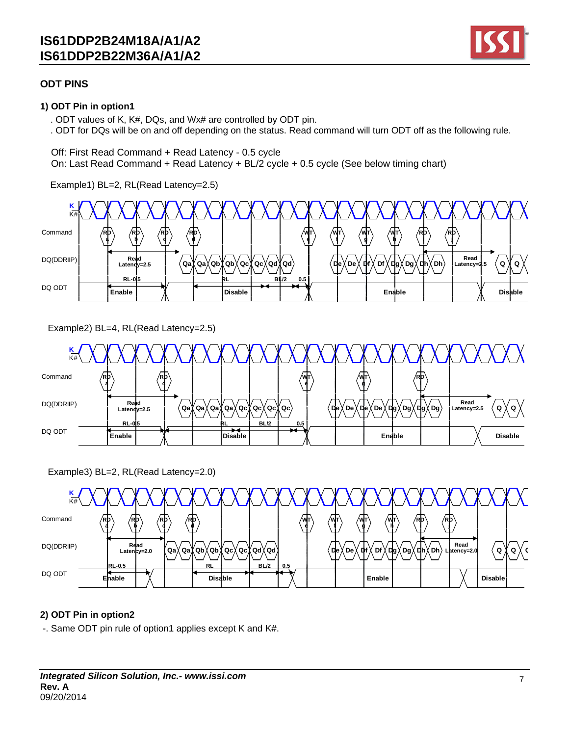## ODT PINS

### 1) ODT Pin in option1

. ODT values of K, K#, DQs, and Wx# are controlled by ODT pin.
. ODT for DQs will be on and off depending on the status. Read command will turn ODT off as the following rule.

Off: First Read Command + Read Latency - 0.5 cycle
On: Last Read Command + Read Latency + BL/2 cycle + 0.5 cycle (See below timing chart)

Example1) BL=2, RL(Read Latency=2.5)

Example2) BL=4, RL(Read Latency=2.5)

Example3) BL=2, RL(Read Latency=2.0)

### 2) ODT Pin in option2

-. Same ODT pin rule of option1 applies except K and K#.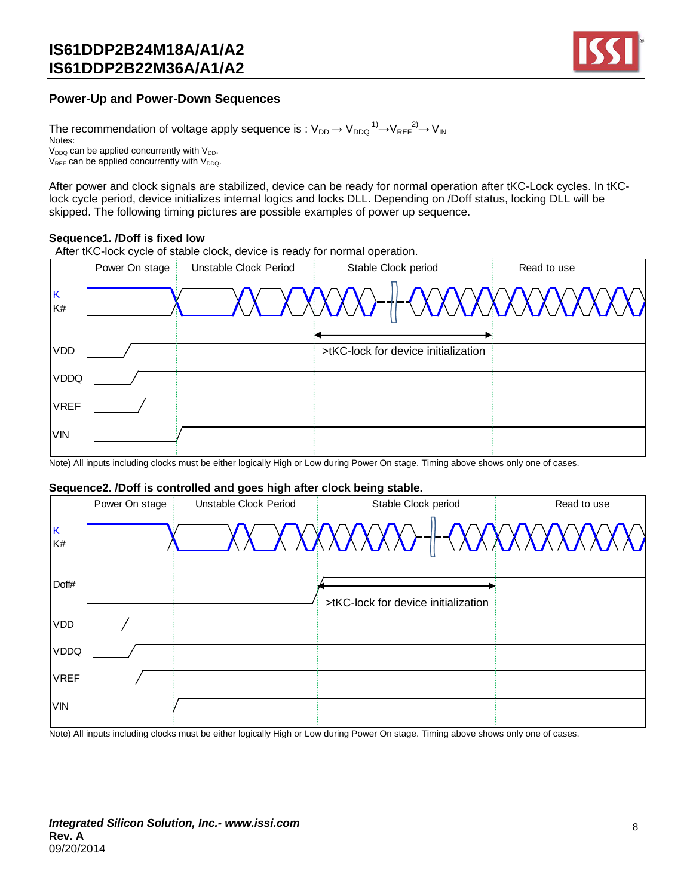## Power-Up and Power-Down Sequences

The recommendation of voltage apply sequence is : $V_{DD} \rightarrow V_{DDQ}$ [1) ]$\rightarrow V_{REF}$ [2) ]$\rightarrow V_{IN}$

Notes:

$V_{DDQ}$ can be applied concurrently with $V_{DD}$.

$V_{REF}$ can be applied concurrently with $V_{DDQ}$.

After power and clock signals are stabilized, device can be ready for normal operation after tKC-Lock cycles. In tKC-lock cycle period, device initializes internal logics and locks DLL. Depending on /Doff status, locking DLL will be skipped. The following timing pictures are possible examples of power up sequence.

**Sequence1. /Doff is fixed low**

After tKC-lock cycle of stable clock, device is ready for normal operation.

Power On stage | Unstable Clock Period | Stable Clock period | Read to use

K, K#, VDD, VDDQ, VREF, VIN

>tKC-lock for device initialization

Note) All inputs including clocks must be either logically High or Low during Power On stage. Timing above shows only one of cases.

**Sequence2. /Doff is controlled and goes high after clock being stable.**

Power On stage | Unstable Clock Period | Stable Clock period | Read to use

K, K#, Doff#, VDD, VDDQ, VREF, VIN

>tKC-lock for device initialization

Note) All inputs including clocks must be either logically High or Low during Power On stage. Timing above shows only one of cases.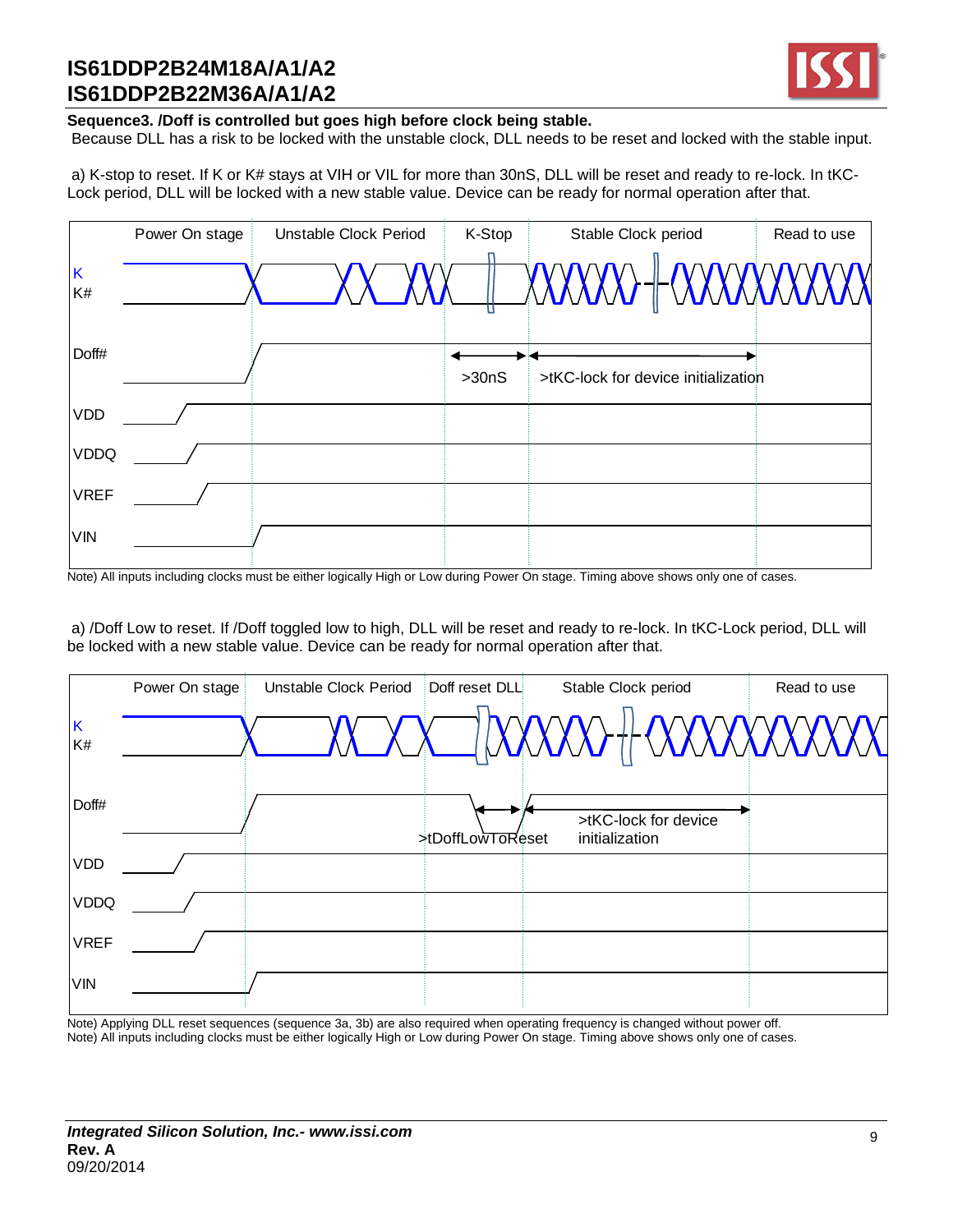**Sequence3. /Doff is controlled but goes high before clock being stable.**

Because DLL has a risk to be locked with the unstable clock, DLL needs to be reset and locked with the stable input.

a) K-stop to reset. If K or K# stays at VIH or VIL for more than 30nS, DLL will be reset and ready to re-lock. In tKC-Lock period, DLL will be locked with a new stable value. Device can be ready for normal operation after that.

Power On stage | Unstable Clock Period | K-Stop | Stable Clock period | Read to use

K
K#

Doff#

>30nS
>tKC-lock for device initialization

VDD
VDDQ
VREF
VIN

Note) All inputs including clocks must be either logically High or Low during Power On stage. Timing above shows only one of cases.

a) /Doff Low to reset. If /Doff toggled low to high, DLL will be reset and ready to re-lock. In tKC-Lock period, DLL will be locked with a new stable value. Device can be ready for normal operation after that.

Power On stage | Unstable Clock Period | Doff reset DLL | Stable Clock period | Read to use

K
K#

Doff#

>tDoffLowToReset
>tKC-lock for device initialization

VDD
VDDQ
VREF
VIN

Note) Applying DLL reset sequences (sequence 3a, 3b) are also required when operating frequency is changed without power off.
Note) All inputs including clocks must be either logically High or Low during Power On stage. Timing above shows only one of cases.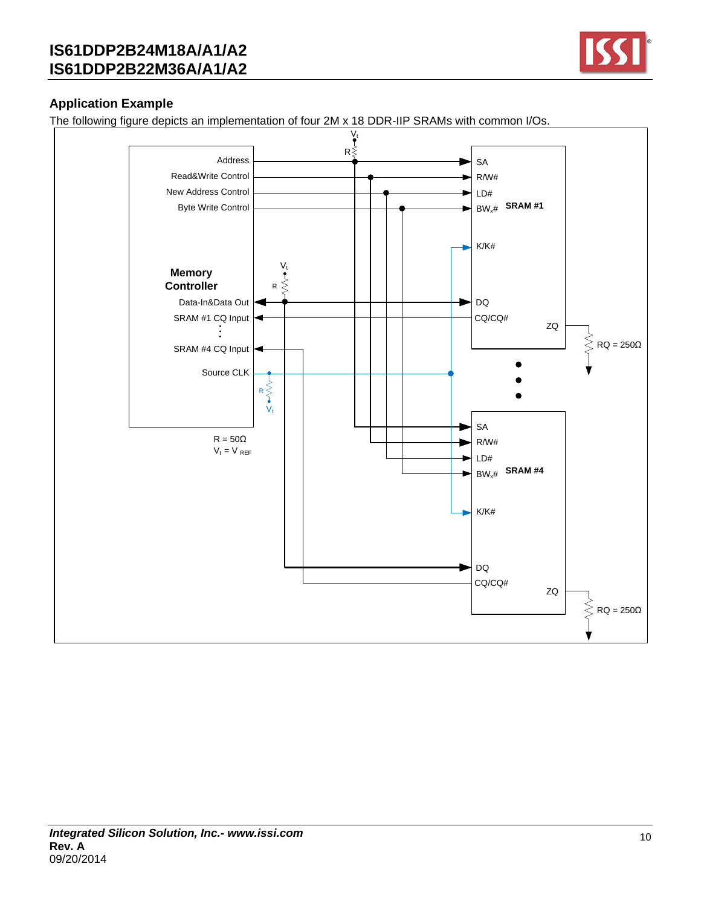## Application Example

The following figure depicts an implementation of four 2M x 18 DDR-IIP SRAMs with common I/Os.

Memory Controller

Address

Read&Write Control

New Address Control

Byte Write Control

Data-In&Data Out

SRAM #1 CQ Input

SRAM #4 CQ Input

Source CLK

R = 50Ω

$V_t$ = $V_{REF}$

SRAM #1: SA, R/W#, LD#, $BW_x$#, K/K#, DQ, CQ/CQ#, ZQ — RQ = 250Ω

SRAM #4: SA, R/W#, LD#, $BW_x$#, K/K#, DQ, CQ/CQ#, ZQ — RQ = 250Ω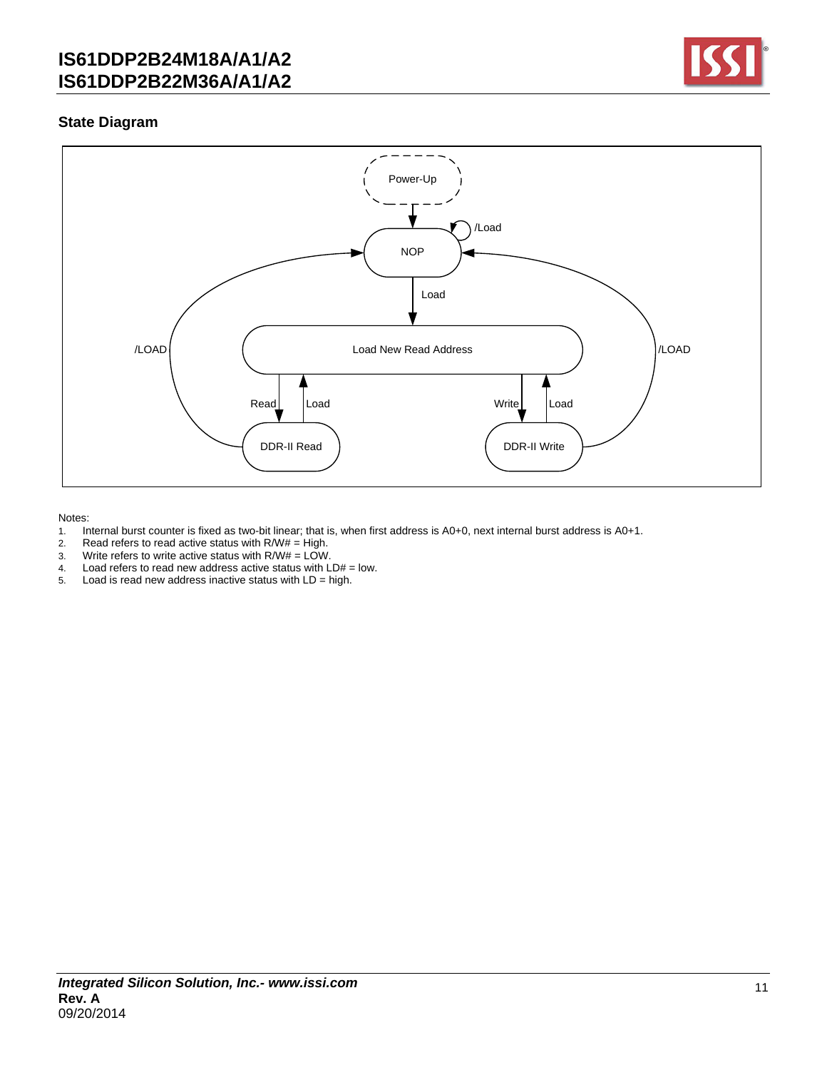## State Diagram

Notes:

1. Internal burst counter is fixed as two-bit linear; that is, when first address is A0+0, next internal burst address is A0+1.
2. Read refers to read active status with R/W# = High.
3. Write refers to write active status with R/W# = LOW.
4. Load refers to read new address active status with LD# = low.
5. Load is read new address inactive status with LD = high.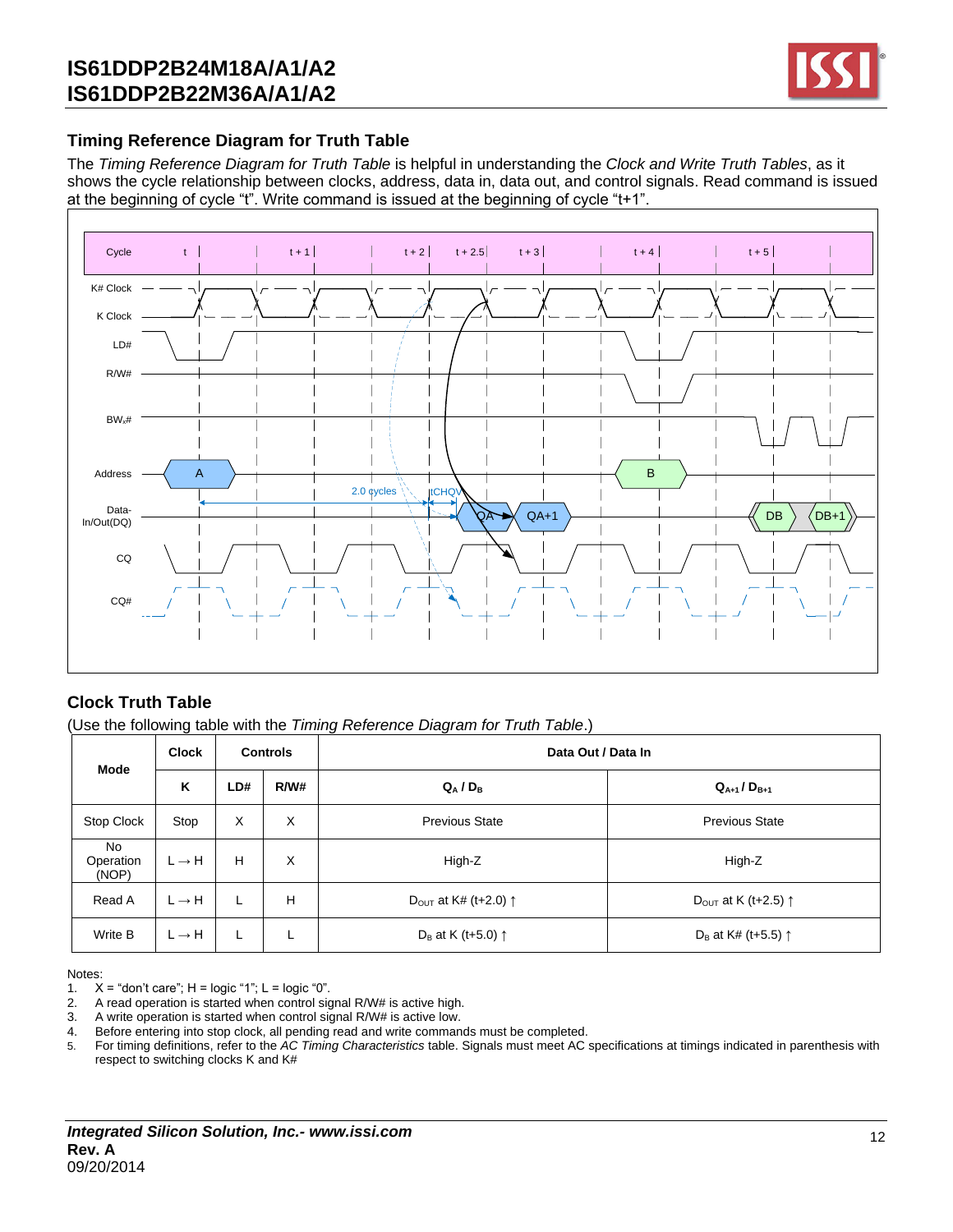## Timing Reference Diagram for Truth Table

The *Timing Reference Diagram for Truth Table* is helpful in understanding the *Clock and Write Truth Tables*, as it shows the cycle relationship between clocks, address, data in, data out, and control signals. Read command is issued at the beginning of cycle "t". Write command is issued at the beginning of cycle "t+1".

## Clock Truth Table

(Use the following table with the *Timing Reference Diagram for Truth Table*.)

| Mode | Clock | Controls | | Data Out / Data In | |
|---|---|---|---|---|---|
| | K | LD# | R/W# | $Q_A$ / $D_B$ | $Q_{A+1}$ / $D_{B+1}$ |
| Stop Clock | Stop | X | X | Previous State | Previous State |
| No Operation (NOP) | L → H | H | X | High-Z | High-Z |
| Read A | L → H | L | H | $D_{OUT}$ at K# (t+2.0) ↑ | $D_{OUT}$ at K (t+2.5) ↑ |
| Write B | L → H | L | L | $D_B$ at K (t+5.0) ↑ | $D_B$ at K# (t+5.5) ↑ |

Notes:
1. X = "don't care"; H = logic "1"; L = logic "0".
2. A read operation is started when control signal R/W# is active high.
3. A write operation is started when control signal R/W# is active low.
4. Before entering into stop clock, all pending read and write commands must be completed.
5. For timing definitions, refer to the *AC Timing Characteristics* table. Signals must meet AC specifications at timings indicated in parenthesis with respect to switching clocks K and K#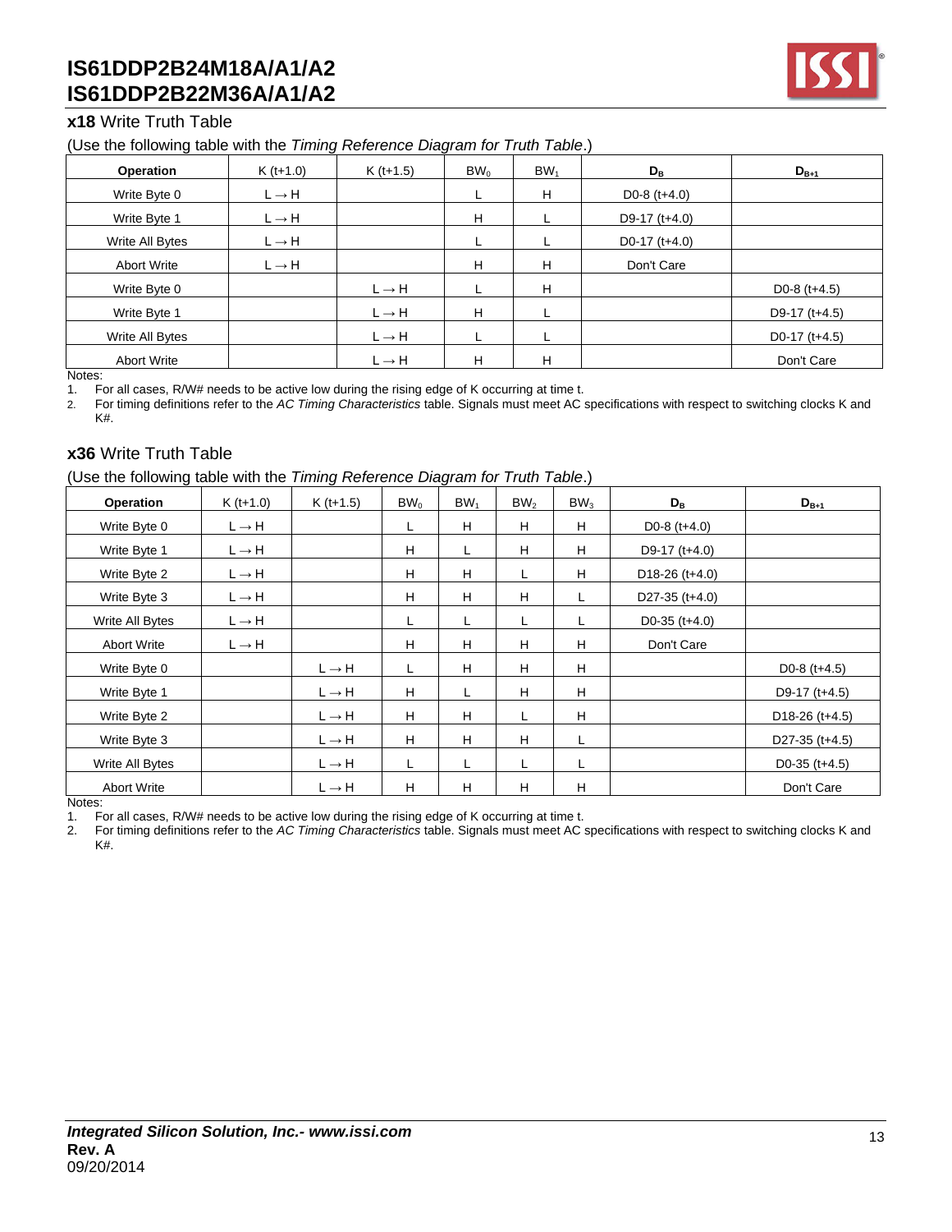### **x18** Write Truth Table

(Use the following table with the *Timing Reference Diagram for Truth Table*.)

| Operation | K (t+1.0) | K (t+1.5) | $BW_0$ | $BW_1$ | $D_B$ | $D_{B+1}$ |
|---|---|---|---|---|---|---|
| Write Byte 0 | L → H | | L | H | D0-8 (t+4.0) | |
| Write Byte 1 | L → H | | H | L | D9-17 (t+4.0) | |
| Write All Bytes | L → H | | L | L | D0-17 (t+4.0) | |
| Abort Write | L → H | | H | H | Don't Care | |
| Write Byte 0 | | L → H | L | H | | D0-8 (t+4.5) |
| Write Byte 1 | | L → H | H | L | | D9-17 (t+4.5) |
| Write All Bytes | | L → H | L | L | | D0-17 (t+4.5) |
| Abort Write | | L → H | H | H | | Don't Care |

Notes:
1. For all cases, R/W# needs to be active low during the rising edge of K occurring at time t.
2. For timing definitions refer to the *AC Timing Characteristics* table. Signals must meet AC specifications with respect to switching clocks K and K#.

### **x36** Write Truth Table

(Use the following table with the *Timing Reference Diagram for Truth Table*.)

| Operation | K (t+1.0) | K (t+1.5) | $BW_0$ | $BW_1$ | $BW_2$ | $BW_3$ | $D_B$ | $D_{B+1}$ |
|---|---|---|---|---|---|---|---|---|
| Write Byte 0 | L → H | | L | H | H | H | D0-8 (t+4.0) | |
| Write Byte 1 | L → H | | H | L | H | H | D9-17 (t+4.0) | |
| Write Byte 2 | L → H | | H | H | L | H | D18-26 (t+4.0) | |
| Write Byte 3 | L → H | | H | H | H | L | D27-35 (t+4.0) | |
| Write All Bytes | L → H | | L | L | L | L | D0-35 (t+4.0) | |
| Abort Write | L → H | | H | H | H | H | Don't Care | |
| Write Byte 0 | | L → H | L | H | H | H | | D0-8 (t+4.5) |
| Write Byte 1 | | L → H | H | L | H | H | | D9-17 (t+4.5) |
| Write Byte 2 | | L → H | H | H | L | H | | D18-26 (t+4.5) |
| Write Byte 3 | | L → H | H | H | H | L | | D27-35 (t+4.5) |
| Write All Bytes | | L → H | L | L | L | L | | D0-35 (t+4.5) |
| Abort Write | | L → H | H | H | H | H | | Don't Care |

Notes:
1. For all cases, R/W# needs to be active low during the rising edge of K occurring at time t.
2. For timing definitions refer to the *AC Timing Characteristics* table. Signals must meet AC specifications with respect to switching clocks K and K#.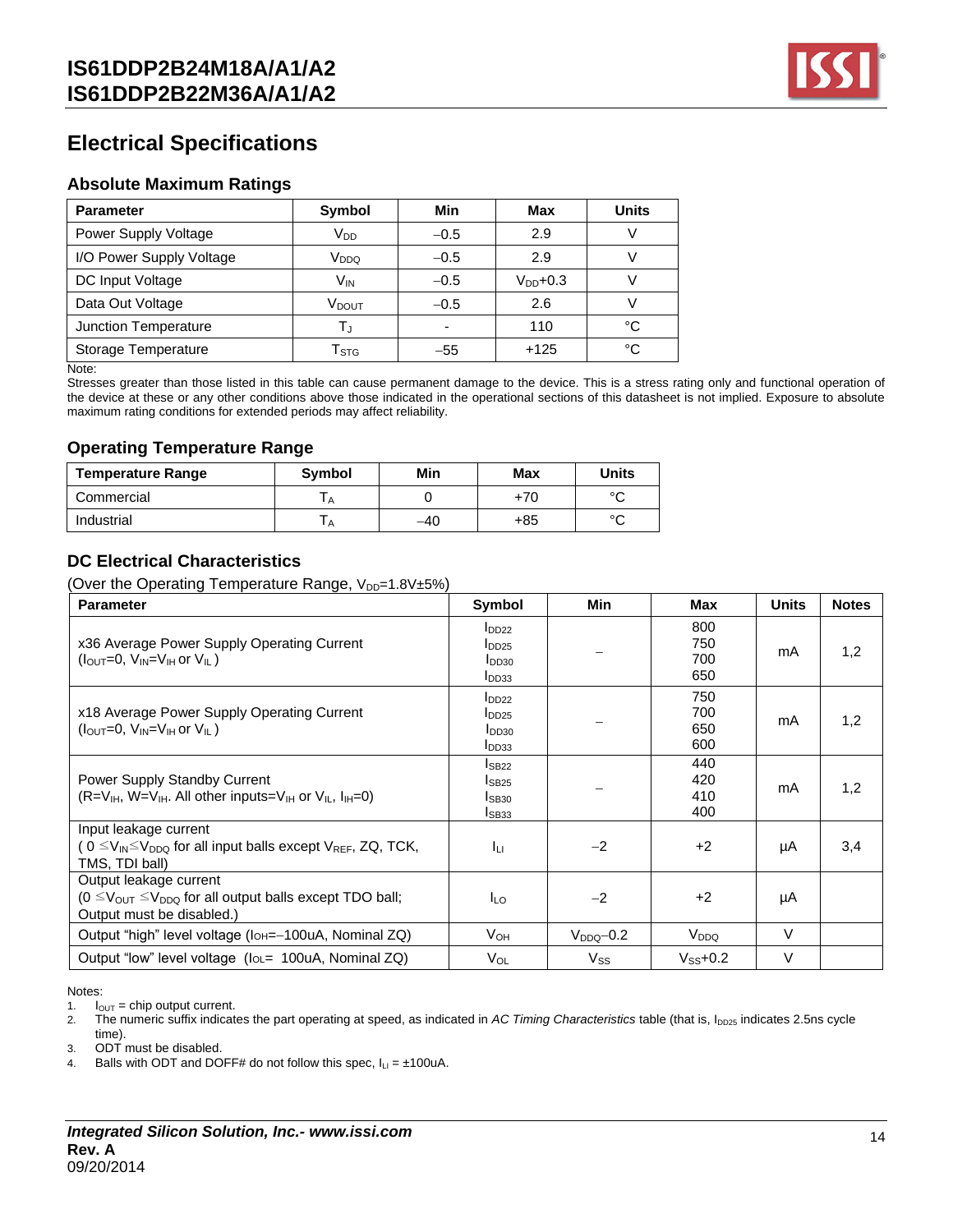# Electrical Specifications

## Absolute Maximum Ratings

| Parameter | Symbol | Min | Max | Units |
|---|---|---|---|---|
| Power Supply Voltage | $V_{DD}$ | –0.5 | 2.9 | V |
| I/O Power Supply Voltage | $V_{DDQ}$ | –0.5 | 2.9 | V |
| DC Input Voltage | $V_{IN}$ | –0.5 | $V_{DD}$+0.3 | V |
| Data Out Voltage | $V_{DOUT}$ | –0.5 | 2.6 | V |
| Junction Temperature | $T_J$ | - | 110 | °C |
| Storage Temperature | $T_{STG}$ | –55 | +125 | °C |

Note:
Stresses greater than those listed in this table can cause permanent damage to the device. This is a stress rating only and functional operation of the device at these or any other conditions above those indicated in the operational sections of this datasheet is not implied. Exposure to absolute maximum rating conditions for extended periods may affect reliability.

## Operating Temperature Range

| Temperature Range | Symbol | Min | Max | Units |
|---|---|---|---|---|
| Commercial | $T_A$ | 0 | +70 | °C |
| Industrial | $T_A$ | –40 | +85 | °C |

## DC Electrical Characteristics

(Over the Operating Temperature Range, $V_{DD}$=1.8V±5%)

| Parameter | Symbol | Min | Max | Units | Notes |
|---|---|---|---|---|---|
| x36 Average Power Supply Operating Current ($I_{OUT}$=0, $V_{IN}$=$V_{IH}$ or $V_{IL}$ ) | $I_{DD22}$<br>$I_{DD25}$<br>$I_{DD30}$<br>$I_{DD33}$ | – | 800<br>750<br>700<br>650 | mA | 1,2 |
| x18 Average Power Supply Operating Current ($I_{OUT}$=0, $V_{IN}$=$V_{IH}$ or $V_{IL}$ ) | $I_{DD22}$<br>$I_{DD25}$<br>$I_{DD30}$<br>$I_{DD33}$ | – | 750<br>700<br>650<br>600 | mA | 1,2 |
| Power Supply Standby Current (R=$V_{IH}$, W=$V_{IH}$. All other inputs=$V_{IH}$ or $V_{IL}$, $I_{IH}$=0) | $I_{SB22}$<br>$I_{SB25}$<br>$I_{SB30}$<br>$I_{SB33}$ | – | 440<br>420<br>410<br>400 | mA | 1,2 |
| Input leakage current ( 0 ≤$V_{IN}$≤$V_{DDQ}$ for all input balls except $V_{REF}$, ZQ, TCK, TMS, TDI ball) | $I_{LI}$ | –2 | +2 | µA | 3,4 |
| Output leakage current (0 ≤$V_{OUT}$ ≤$V_{DDQ}$ for all output balls except TDO ball; Output must be disabled.) | $I_{LO}$ | –2 | +2 | µA | |
| Output "high" level voltage ($I_{OH}$=–100uA, Nominal ZQ) | $V_{OH}$ | $V_{DDQ}$–0.2 | $V_{DDQ}$ | V | |
| Output "low" level voltage ($I_{OL}$= 100uA, Nominal ZQ) | $V_{OL}$ | $V_{SS}$ | $V_{SS}$+0.2 | V | |

Notes:
1. $I_{OUT}$ = chip output current.
2. The numeric suffix indicates the part operating at speed, as indicated in *AC Timing Characteristics* table (that is, $I_{DD25}$ indicates 2.5ns cycle time).
3. ODT must be disabled.
4. Balls with ODT and DOFF# do not follow this spec, $I_{LI}$ = ±100uA.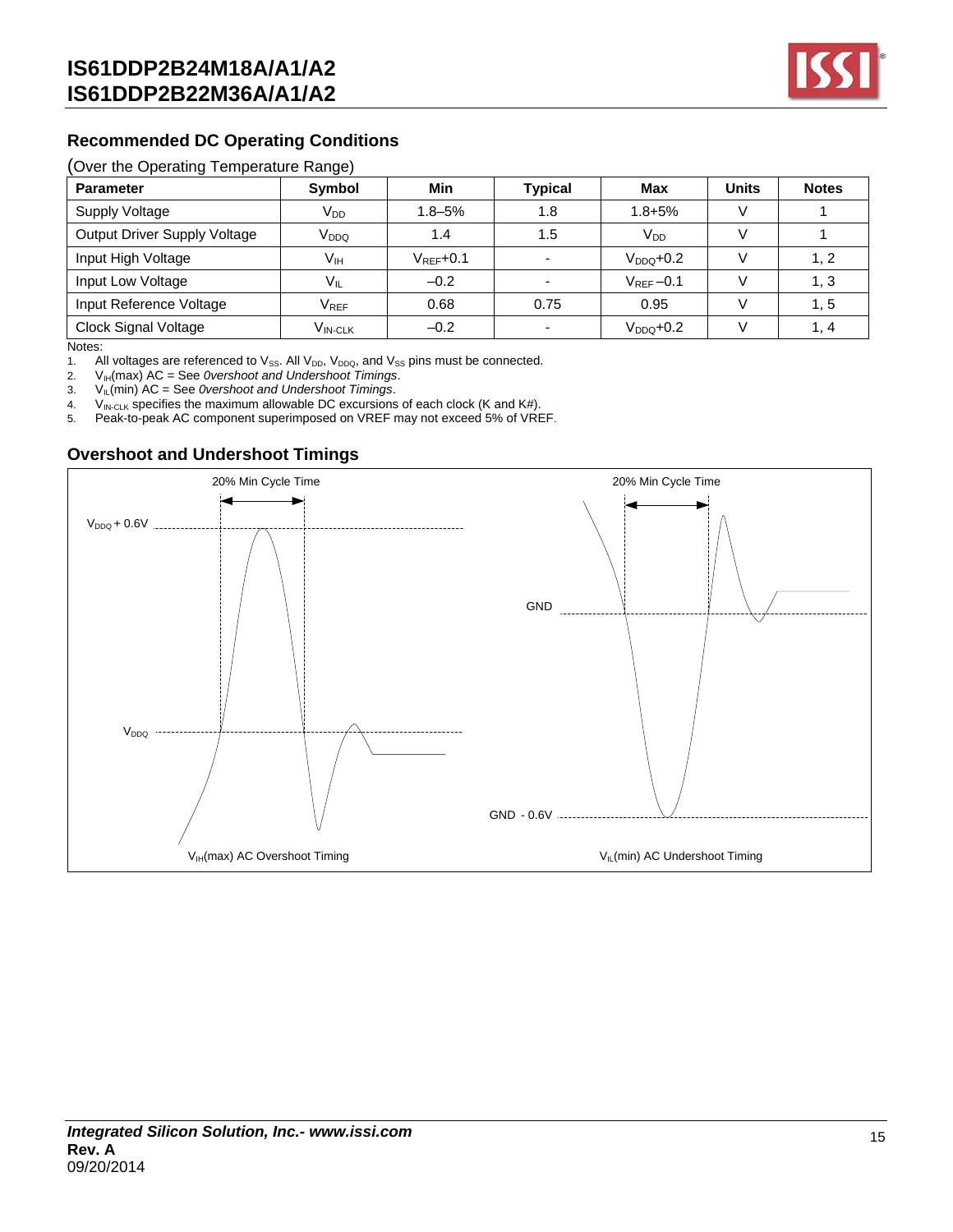## Recommended DC Operating Conditions

(Over the Operating Temperature Range)

| Parameter | Symbol | Min | Typical | Max | Units | Notes |
|---|---|---|---|---|---|---|
| Supply Voltage | $V_{DD}$ | 1.8–5% | 1.8 | 1.8+5% | V | 1 |
| Output Driver Supply Voltage | $V_{DDQ}$ | 1.4 | 1.5 | $V_{DD}$ | V | 1 |
| Input High Voltage | $V_{IH}$ | $V_{REF}$+0.1 | - | $V_{DDQ}$+0.2 | V | 1, 2 |
| Input Low Voltage | $V_{IL}$ | –0.2 | - | $V_{REF}$ –0.1 | V | 1, 3 |
| Input Reference Voltage | $V_{REF}$ | 0.68 | 0.75 | 0.95 | V | 1, 5 |
| Clock Signal Voltage | $V_{IN\text{-}CLK}$ | –0.2 | - | $V_{DDQ}$+0.2 | V | 1, 4 |

Notes:

1. All voltages are referenced to $V_{SS}$. All $V_{DD}$, $V_{DDQ}$, and $V_{SS}$ pins must be connected.
2. $V_{IH}$(max) AC = See *0vershoot and Undershoot Timings*.
3. $V_{IL}$(min) AC = See *0vershoot and Undershoot Timings*.
4. $V_{IN\text{-}CLK}$ specifies the maximum allowable DC excursions of each clock (K and K#).
5. Peak-to-peak AC component superimposed on VREF may not exceed 5% of VREF.

## Overshoot and Undershoot Timings

20% Min Cycle Time

$V_{DDQ}$ + 0.6V

$V_{DDQ}$

$V_{IH}$(max) AC Overshoot Timing

20% Min Cycle Time

GND

GND - 0.6V

$V_{IL}$(min) AC Undershoot Timing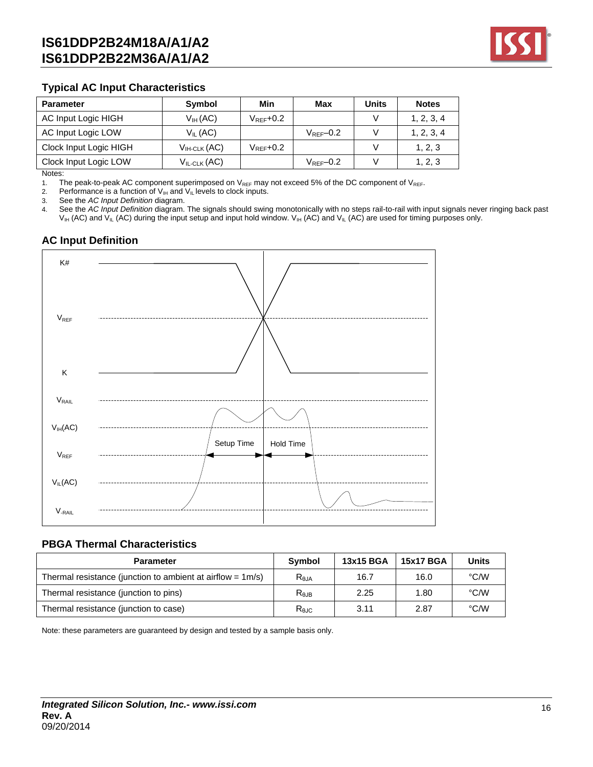## Typical AC Input Characteristics

| Parameter | Symbol | Min | Max | Units | Notes |
|---|---|---|---|---|---|
| AC Input Logic HIGH | $V_{IH}$ (AC) | $V_{REF}$+0.2 | | V | 1, 2, 3, 4 |
| AC Input Logic LOW | $V_{IL}$ (AC) | | $V_{REF}$–0.2 | V | 1, 2, 3, 4 |
| Clock Input Logic HIGH | $V_{IH\text{-}CLK}$ (AC) | $V_{REF}$+0.2 | | V | 1, 2, 3 |
| Clock Input Logic LOW | $V_{IL\text{-}CLK}$ (AC) | | $V_{REF}$–0.2 | V | 1, 2, 3 |

Notes:

1. The peak-to-peak AC component superimposed on $V_{REF}$ may not exceed 5% of the DC component of $V_{REF}$.
2. Performance is a function of $V_{IH}$ and $V_{IL}$ levels to clock inputs.
3. See the *AC Input Definition* diagram.
4. See the *AC Input Definition* diagram. The signals should swing monotonically with no steps rail-to-rail with input signals never ringing back past $V_{IH}$ (AC) and $V_{IL}$ (AC) during the input setup and input hold window. $V_{IH}$ (AC) and $V_{IL}$ (AC) are used for timing purposes only.

## AC Input Definition

K#

$V_{REF}$

K

$V_{RAIL}$

$V_{IH}$(AC)

Setup Time

Hold Time

$V_{REF}$

$V_{IL}$(AC)

$V_{-RAIL}$

## PBGA Thermal Characteristics

| Parameter | Symbol | 13x15 BGA | 15x17 BGA | Units |
|---|---|---|---|---|
| Thermal resistance (junction to ambient at airflow = 1m/s) | $R_{\theta JA}$ | 16.7 | 16.0 | °C/W |
| Thermal resistance (junction to pins) | $R_{\theta JB}$ | 2.25 | 1.80 | °C/W |
| Thermal resistance (junction to case) | $R_{\theta JC}$ | 3.11 | 2.87 | °C/W |

Note: these parameters are guaranteed by design and tested by a sample basis only.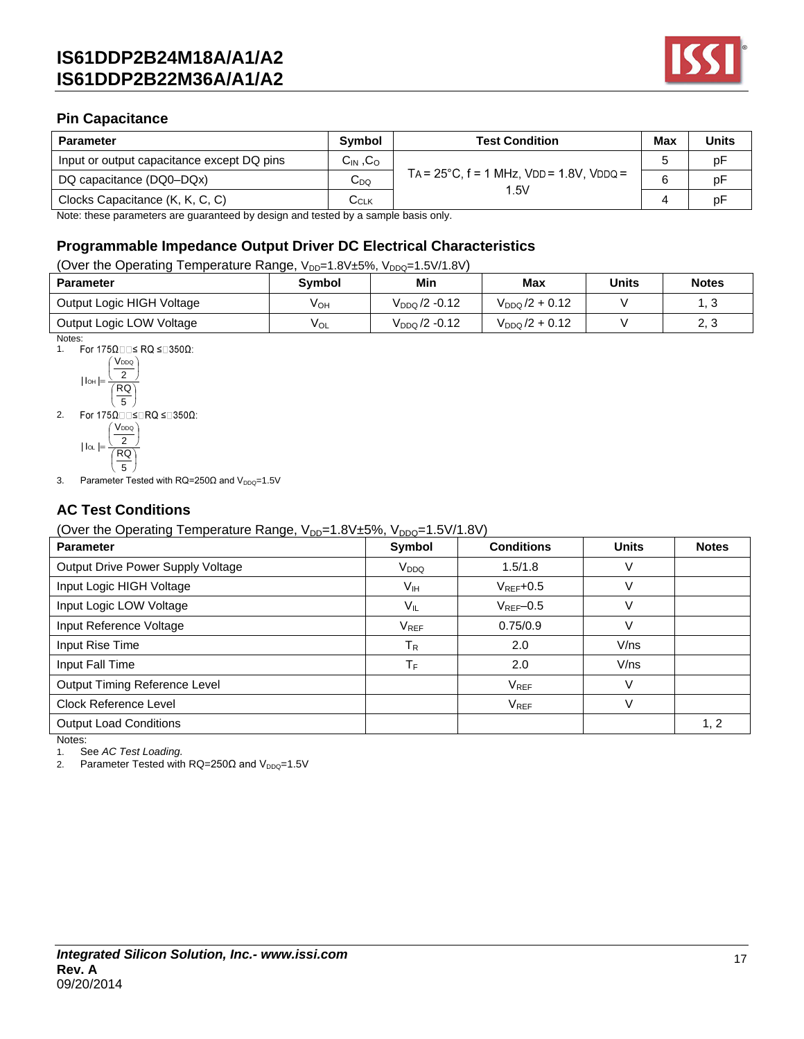### Pin Capacitance

| Parameter | Symbol | Test Condition | Max | Units |
|---|---|---|---|---|
| Input or output capacitance except DQ pins | $C_{IN}$ ,$C_O$ | $T_A$ = 25°C, f = 1 MHz, $V_{DD}$ = 1.8V, $V_{DDQ}$ = 1.5V | 5 | pF |
| DQ capacitance (DQ0–DQx) | $C_{DQ}$ | | 6 | pF |
| Clocks Capacitance (K, K, C, C) | $C_{CLK}$ | | 4 | pF |

Note: these parameters are guaranteed by design and tested by a sample basis only.

### Programmable Impedance Output Driver DC Electrical Characteristics

(Over the Operating Temperature Range, $V_{DD}$=1.8V±5%, $V_{DDQ}$=1.5V/1.8V)

| Parameter | Symbol | Min | Max | Units | Notes |
|---|---|---|---|---|---|
| Output Logic HIGH Voltage | $V_{OH}$ | $V_{DDQ}$ /2 -0.12 | $V_{DDQ}$ /2 + 0.12 | V | 1, 3 |
| Output Logic LOW Voltage | $V_{OL}$ | $V_{DDQ}$ /2 -0.12 | $V_{DDQ}$ /2 + 0.12 | V | 2, 3 |

Notes:

1. For 175Ω ≤ RQ ≤ 350Ω:
$$|I_{OH}| = \frac{\left(\frac{V_{DDQ}}{2}\right)}{\left(\frac{RQ}{5}\right)}$$
2. For 175Ω ≤ RQ ≤ 350Ω:
$$|I_{OL}| = \frac{\left(\frac{V_{DDQ}}{2}\right)}{\left(\frac{RQ}{5}\right)}$$
3. Parameter Tested with RQ=250Ω and $V_{DDQ}$=1.5V

### AC Test Conditions

(Over the Operating Temperature Range, $V_{DD}$=1.8V±5%, $V_{DDQ}$=1.5V/1.8V)

| Parameter | Symbol | Conditions | Units | Notes |
|---|---|---|---|---|
| Output Drive Power Supply Voltage | $V_{DDQ}$ | 1.5/1.8 | V | |
| Input Logic HIGH Voltage | $V_{IH}$ | $V_{REF}$+0.5 | V | |
| Input Logic LOW Voltage | $V_{IL}$ | $V_{REF}$–0.5 | V | |
| Input Reference Voltage | $V_{REF}$ | 0.75/0.9 | V | |
| Input Rise Time | $T_R$ | 2.0 | V/ns | |
| Input Fall Time | $T_F$ | 2.0 | V/ns | |
| Output Timing Reference Level | | $V_{REF}$ | V | |
| Clock Reference Level | | $V_{REF}$ | V | |
| Output Load Conditions | | | | 1, 2 |

Notes:

1. See *AC Test Loading.*
2. Parameter Tested with RQ=250Ω and $V_{DDQ}$=1.5V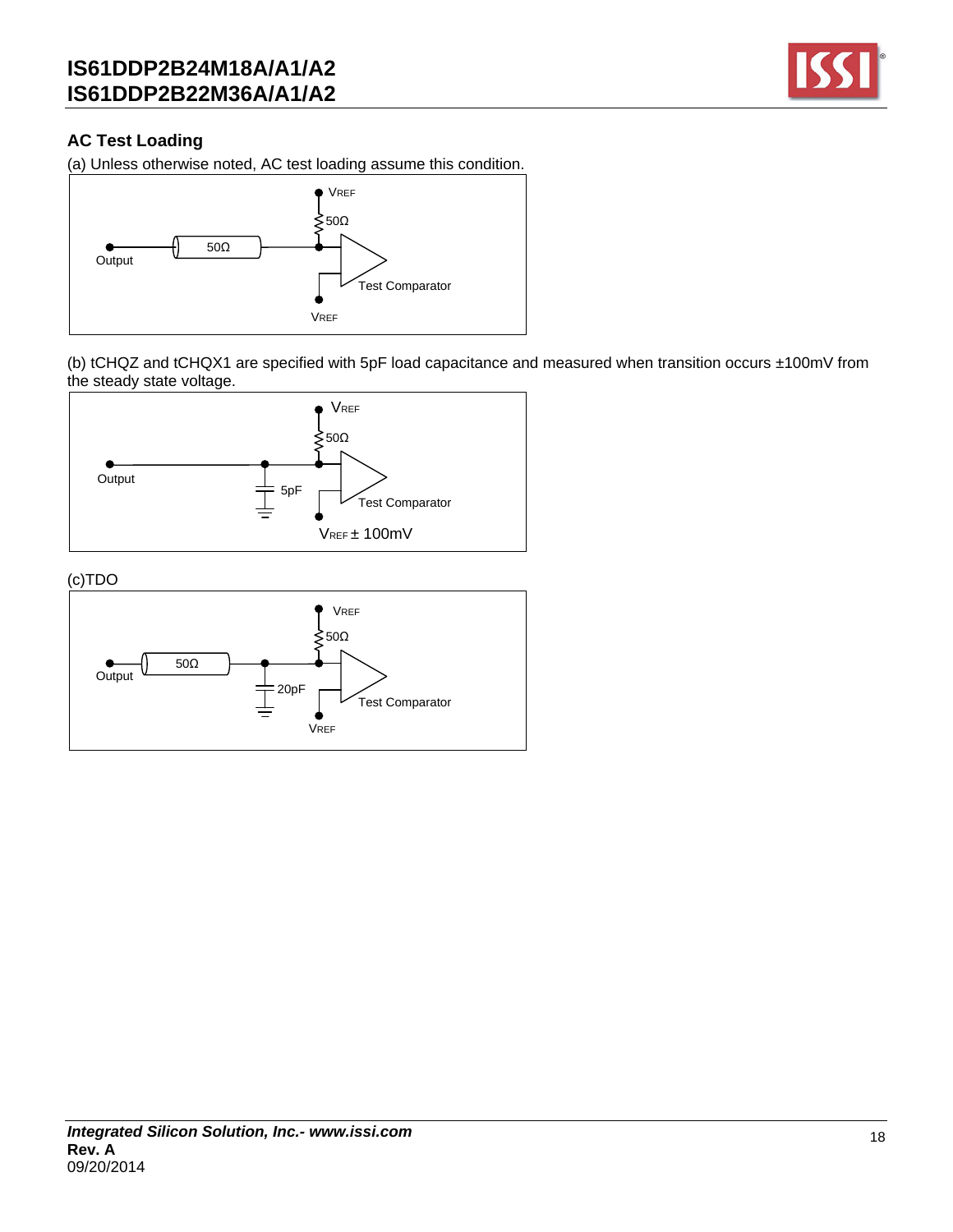## AC Test Loading

(a) Unless otherwise noted, AC test loading assume this condition.

VREF

50Ω

50Ω

Output

Test Comparator

VREF

(b) tCHQZ and tCHQX1 are specified with 5pF load capacitance and measured when transition occurs ±100mV from the steady state voltage.

VREF

50Ω

Output

5pF

Test Comparator

VREF ± 100mV

(c)TDO

VREF

50Ω

50Ω

Output

20pF

Test Comparator

VREF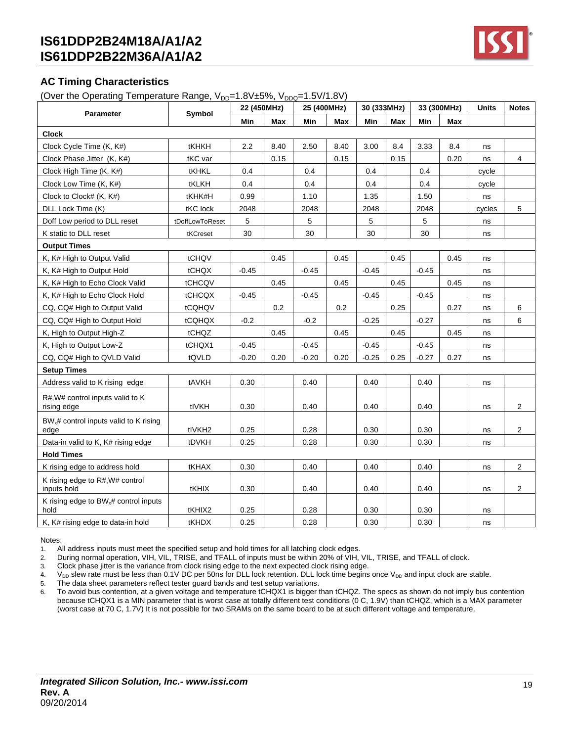## AC Timing Characteristics

(Over the Operating Temperature Range, $V_{DD}$=1.8V±5%, $V_{DDQ}$=1.5V/1.8V)

| Parameter | Symbol | 22 (450MHz) | | 25 (400MHz) | | 30 (333MHz) | | 33 (300MHz) | | Units | Notes |
|---|---|---|---|---|---|---|---|---|---|---|---|
| | | Min | Max | Min | Max | Min | Max | Min | Max | | |
| **Clock** | | | | | | | | | | | |
| Clock Cycle Time (K, K#) | tKHKH | 2.2 | 8.40 | 2.50 | 8.40 | 3.00 | 8.4 | 3.33 | 8.4 | ns | |
| Clock Phase Jitter (K, K#) | tKC var | | 0.15 | | 0.15 | | 0.15 | | 0.20 | ns | 4 |
| Clock High Time (K, K#) | tKHKL | 0.4 | | 0.4 | | 0.4 | | 0.4 | | cycle | |
| Clock Low Time (K, K#) | tKLKH | 0.4 | | 0.4 | | 0.4 | | 0.4 | | cycle | |
| Clock to Clock# (K, K#) | tKHK#H | 0.99 | | 1.10 | | 1.35 | | 1.50 | | ns | |
| DLL Lock Time (K) | tKC lock | 2048 | | 2048 | | 2048 | | 2048 | | cycles | 5 |
| Doff Low period to DLL reset | tDoffLowToReset | 5 | | 5 | | 5 | | 5 | | ns | |
| K static to DLL reset | tKCreset | 30 | | 30 | | 30 | | 30 | | ns | |
| **Output Times** | | | | | | | | | | | |
| K, K# High to Output Valid | tCHQV | | 0.45 | | 0.45 | | 0.45 | | 0.45 | ns | |
| K, K# High to Output Hold | tCHQX | -0.45 | | -0.45 | | -0.45 | | -0.45 | | ns | |
| K, K# High to Echo Clock Valid | tCHCQV | | 0.45 | | 0.45 | | 0.45 | | 0.45 | ns | |
| K, K# High to Echo Clock Hold | tCHCQX | -0.45 | | -0.45 | | -0.45 | | -0.45 | | ns | |
| CQ, CQ# High to Output Valid | tCQHQV | | 0.2 | | 0.2 | | 0.25 | | 0.27 | ns | 6 |
| CQ, CQ# High to Output Hold | tCQHQX | -0.2 | | -0.2 | | -0.25 | | -0.27 | | ns | 6 |
| K, High to Output High-Z | tCHQZ | | 0.45 | | 0.45 | | 0.45 | | 0.45 | ns | |
| K, High to Output Low-Z | tCHQX1 | -0.45 | | -0.45 | | -0.45 | | -0.45 | | ns | |
| CQ, CQ# High to QVLD Valid | tQVLD | -0.20 | 0.20 | -0.20 | 0.20 | -0.25 | 0.25 | -0.27 | 0.27 | ns | |
| **Setup Times** | | | | | | | | | | | |
| Address valid to K rising edge | tAVKH | 0.30 | | 0.40 | | 0.40 | | 0.40 | | ns | |
| R#,W# control inputs valid to K rising edge | tIVKH | 0.30 | | 0.40 | | 0.40 | | 0.40 | | ns | 2 |
| $BW_x$# control inputs valid to K rising edge | tIVKH2 | 0.25 | | 0.28 | | 0.30 | | 0.30 | | ns | 2 |
| Data-in valid to K, K# rising edge | tDVKH | 0.25 | | 0.28 | | 0.30 | | 0.30 | | ns | |
| **Hold Times** | | | | | | | | | | | |
| K rising edge to address hold | tKHAX | 0.30 | | 0.40 | | 0.40 | | 0.40 | | ns | 2 |
| K rising edge to R#,W# control inputs hold | tKHIX | 0.30 | | 0.40 | | 0.40 | | 0.40 | | ns | 2 |
| K rising edge to $BW_x$# control inputs hold | tKHIX2 | 0.25 | | 0.28 | | 0.30 | | 0.30 | | ns | |
| K, K# rising edge to data-in hold | tKHDX | 0.25 | | 0.28 | | 0.30 | | 0.30 | | ns | |

Notes:
1. All address inputs must meet the specified setup and hold times for all latching clock edges.
2. During normal operation, VIH, VIL, TRISE, and TFALL of inputs must be within 20% of VIH, VIL, TRISE, and TFALL of clock.
3. Clock phase jitter is the variance from clock rising edge to the next expected clock rising edge.
4. $V_{DD}$ slew rate must be less than 0.1V DC per 50ns for DLL lock retention. DLL lock time begins once $V_{DD}$ and input clock are stable.
5. The data sheet parameters reflect tester guard bands and test setup variations.
6. To avoid bus contention, at a given voltage and temperature tCHQX1 is bigger than tCHQZ. The specs as shown do not imply bus contention because tCHQX1 is a MIN parameter that is worst case at totally different test conditions (0 C, 1.9V) than tCHQZ, which is a MAX parameter (worst case at 70 C, 1.7V) It is not possible for two SRAMs on the same board to be at such different voltage and temperature.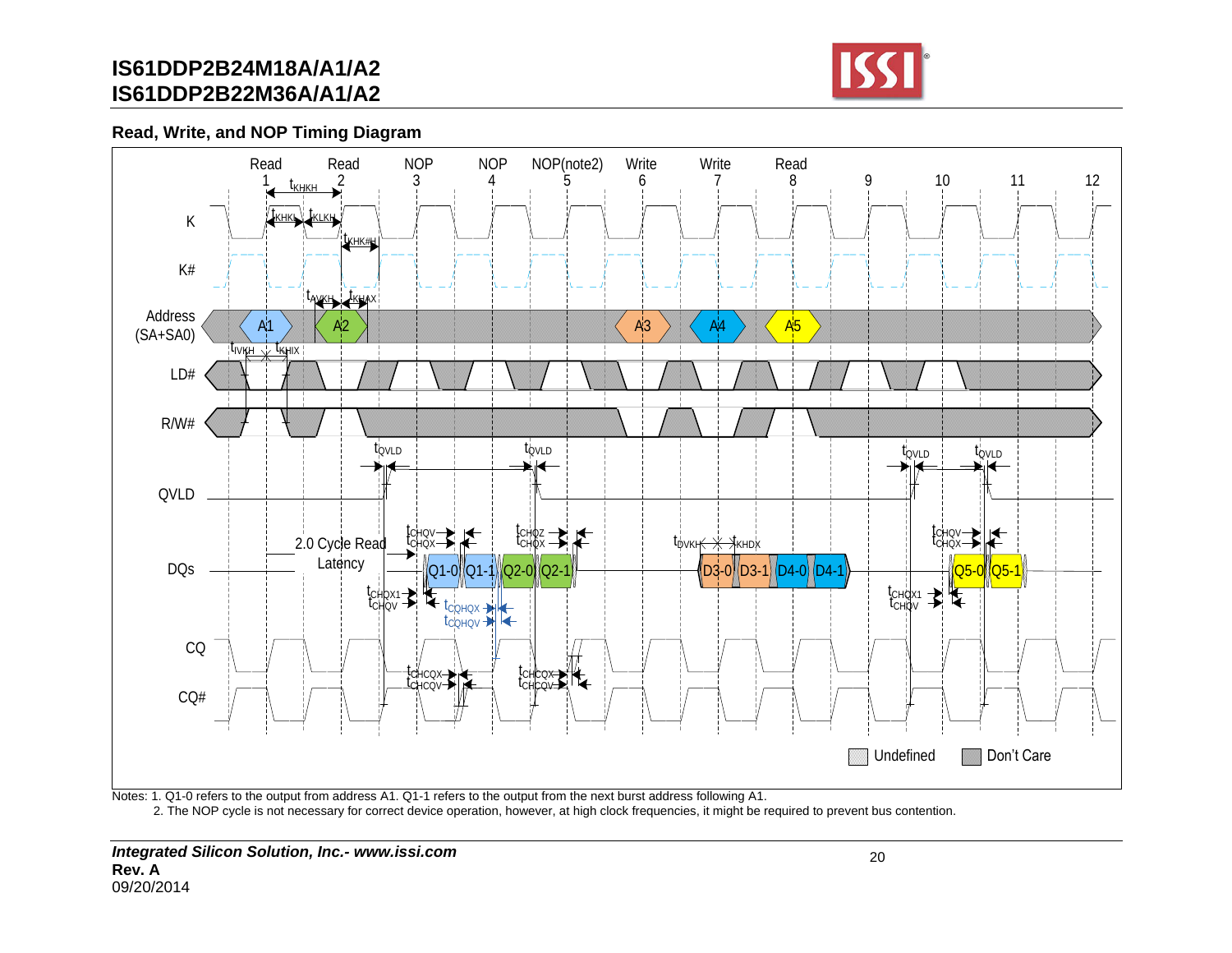## Read, Write, and NOP Timing Diagram

Notes: 1. Q1-0 refers to the output from address A1. Q1-1 refers to the output from the next burst address following A1.

2. The NOP cycle is not necessary for correct device operation, however, at high clock frequencies, it might be required to prevent bus contention.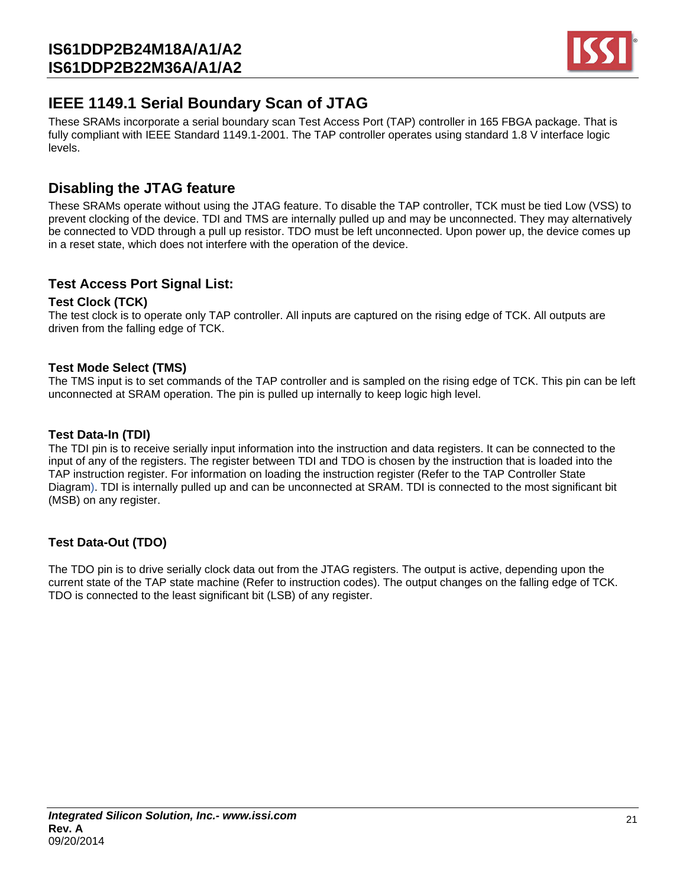## IEEE 1149.1 Serial Boundary Scan of JTAG

These SRAMs incorporate a serial boundary scan Test Access Port (TAP) controller in 165 FBGA package. That is fully compliant with IEEE Standard 1149.1-2001. The TAP controller operates using standard 1.8 V interface logic levels.

## Disabling the JTAG feature

These SRAMs operate without using the JTAG feature. To disable the TAP controller, TCK must be tied Low (VSS) to prevent clocking of the device. TDI and TMS are internally pulled up and may be unconnected. They may alternatively be connected to VDD through a pull up resistor. TDO must be left unconnected. Upon power up, the device comes up in a reset state, which does not interfere with the operation of the device.

### Test Access Port Signal List:

**Test Clock (TCK)**

The test clock is to operate only TAP controller. All inputs are captured on the rising edge of TCK. All outputs are driven from the falling edge of TCK.

**Test Mode Select (TMS)**

The TMS input is to set commands of the TAP controller and is sampled on the rising edge of TCK. This pin can be left unconnected at SRAM operation. The pin is pulled up internally to keep logic high level.

**Test Data-In (TDI)**

The TDI pin is to receive serially input information into the instruction and data registers. It can be connected to the input of any of the registers. The register between TDI and TDO is chosen by the instruction that is loaded into the TAP instruction register. For information on loading the instruction register (Refer to the TAP Controller State Diagram). TDI is internally pulled up and can be unconnected at SRAM. TDI is connected to the most significant bit (MSB) on any register.

**Test Data-Out (TDO)**

The TDO pin is to drive serially clock data out from the JTAG registers. The output is active, depending upon the current state of the TAP state machine (Refer to instruction codes). The output changes on the falling edge of TCK. TDO is connected to the least significant bit (LSB) of any register.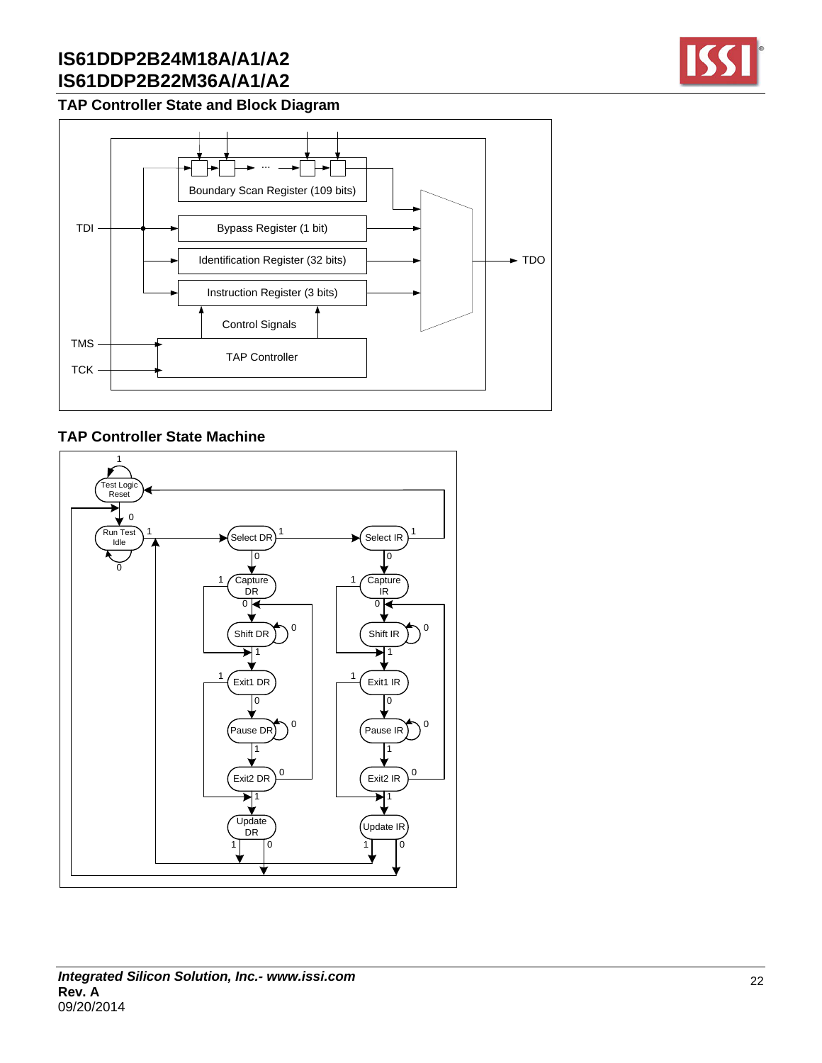## TAP Controller State and Block Diagram

Boundary Scan Register (109 bits)

Bypass Register (1 bit)

Identification Register (32 bits)

Instruction Register (3 bits)

Control Signals

TAP Controller

TDI

TDO

TMS

TCK

## TAP Controller State Machine

Test Logic Reset

Run Test Idle

Select DR

Capture DR

Shift DR

Exit1 DR

Pause DR

Exit2 DR

Update DR

Select IR

Capture IR

Shift IR

Exit1 IR

Pause IR

Exit2 IR

Update IR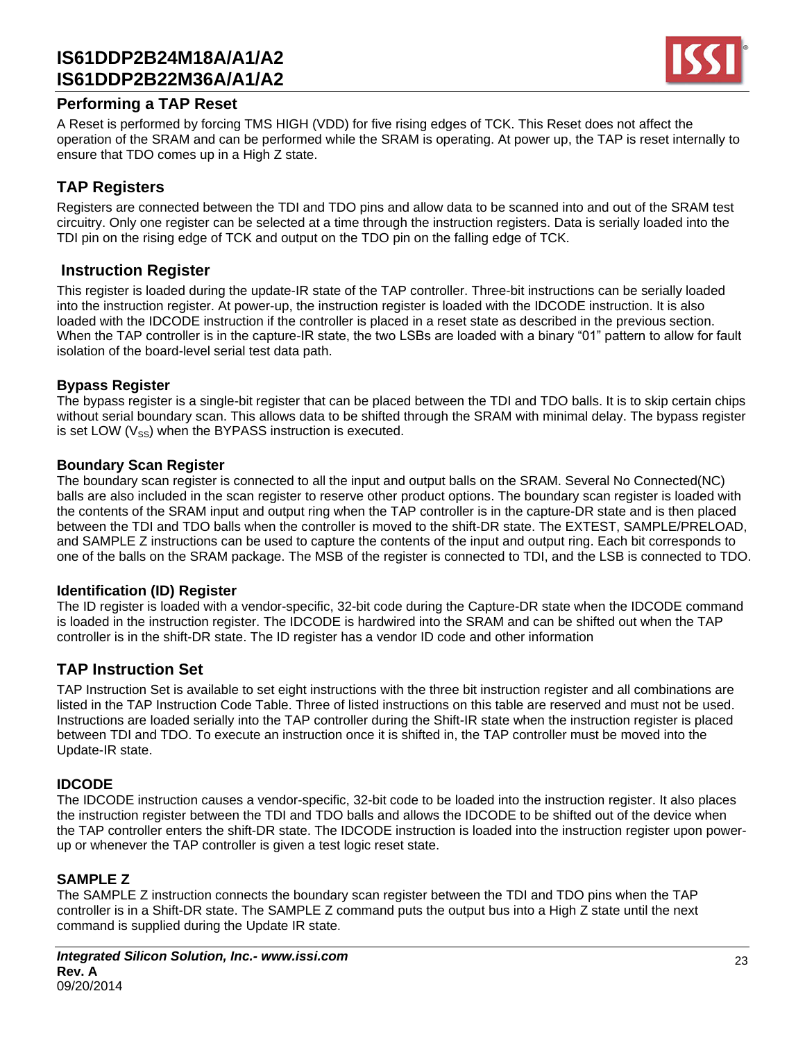## Performing a TAP Reset

A Reset is performed by forcing TMS HIGH (VDD) for five rising edges of TCK. This Reset does not affect the operation of the SRAM and can be performed while the SRAM is operating. At power up, the TAP is reset internally to ensure that TDO comes up in a High Z state.

## TAP Registers

Registers are connected between the TDI and TDO pins and allow data to be scanned into and out of the SRAM test circuitry. Only one register can be selected at a time through the instruction registers. Data is serially loaded into the TDI pin on the rising edge of TCK and output on the TDO pin on the falling edge of TCK.

## Instruction Register

This register is loaded during the update-IR state of the TAP controller. Three-bit instructions can be serially loaded into the instruction register. At power-up, the instruction register is loaded with the IDCODE instruction. It is also loaded with the IDCODE instruction if the controller is placed in a reset state as described in the previous section. When the TAP controller is in the capture-IR state, the two LSBs are loaded with a binary "01" pattern to allow for fault isolation of the board-level serial test data path.

### Bypass Register

The bypass register is a single-bit register that can be placed between the TDI and TDO balls. It is to skip certain chips without serial boundary scan. This allows data to be shifted through the SRAM with minimal delay. The bypass register is set LOW ($V_{SS}$) when the BYPASS instruction is executed.

### Boundary Scan Register

The boundary scan register is connected to all the input and output balls on the SRAM. Several No Connected(NC) balls are also included in the scan register to reserve other product options. The boundary scan register is loaded with the contents of the SRAM input and output ring when the TAP controller is in the capture-DR state and is then placed between the TDI and TDO balls when the controller is moved to the shift-DR state. The EXTEST, SAMPLE/PRELOAD, and SAMPLE Z instructions can be used to capture the contents of the input and output ring. Each bit corresponds to one of the balls on the SRAM package. The MSB of the register is connected to TDI, and the LSB is connected to TDO.

### Identification (ID) Register

The ID register is loaded with a vendor-specific, 32-bit code during the Capture-DR state when the IDCODE command is loaded in the instruction register. The IDCODE is hardwired into the SRAM and can be shifted out when the TAP controller is in the shift-DR state. The ID register has a vendor ID code and other information

## TAP Instruction Set

TAP Instruction Set is available to set eight instructions with the three bit instruction register and all combinations are listed in the TAP Instruction Code Table. Three of listed instructions on this table are reserved and must not be used. Instructions are loaded serially into the TAP controller during the Shift-IR state when the instruction register is placed between TDI and TDO. To execute an instruction once it is shifted in, the TAP controller must be moved into the Update-IR state.

### IDCODE

The IDCODE instruction causes a vendor-specific, 32-bit code to be loaded into the instruction register. It also places the instruction register between the TDI and TDO balls and allows the IDCODE to be shifted out of the device when the TAP controller enters the shift-DR state. The IDCODE instruction is loaded into the instruction register upon power-up or whenever the TAP controller is given a test logic reset state.

### SAMPLE Z

The SAMPLE Z instruction connects the boundary scan register between the TDI and TDO pins when the TAP controller is in a Shift-DR state. The SAMPLE Z command puts the output bus into a High Z state until the next command is supplied during the Update IR state.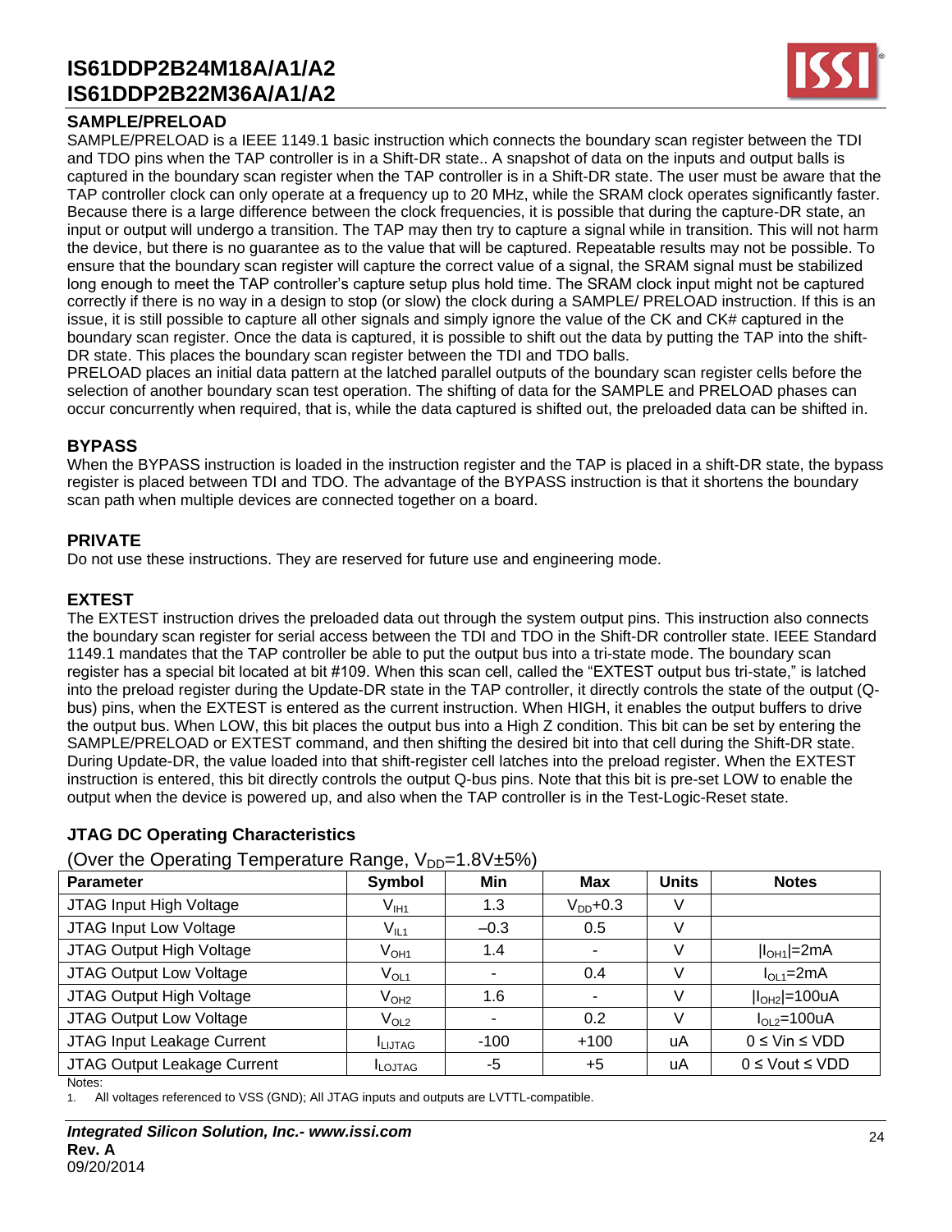## SAMPLE/PRELOAD

SAMPLE/PRELOAD is a IEEE 1149.1 basic instruction which connects the boundary scan register between the TDI and TDO pins when the TAP controller is in a Shift-DR state.. A snapshot of data on the inputs and output balls is captured in the boundary scan register when the TAP controller is in a Shift-DR state. The user must be aware that the TAP controller clock can only operate at a frequency up to 20 MHz, while the SRAM clock operates significantly faster. Because there is a large difference between the clock frequencies, it is possible that during the capture-DR state, an input or output will undergo a transition. The TAP may then try to capture a signal while in transition. This will not harm the device, but there is no guarantee as to the value that will be captured. Repeatable results may not be possible. To ensure that the boundary scan register will capture the correct value of a signal, the SRAM signal must be stabilized long enough to meet the TAP controller's capture setup plus hold time. The SRAM clock input might not be captured correctly if there is no way in a design to stop (or slow) the clock during a SAMPLE/ PRELOAD instruction. If this is an issue, it is still possible to capture all other signals and simply ignore the value of the CK and CK# captured in the boundary scan register. Once the data is captured, it is possible to shift out the data by putting the TAP into the shift-DR state. This places the boundary scan register between the TDI and TDO balls.
PRELOAD places an initial data pattern at the latched parallel outputs of the boundary scan register cells before the selection of another boundary scan test operation. The shifting of data for the SAMPLE and PRELOAD phases can occur concurrently when required, that is, while the data captured is shifted out, the preloaded data can be shifted in.

## BYPASS

When the BYPASS instruction is loaded in the instruction register and the TAP is placed in a shift-DR state, the bypass register is placed between TDI and TDO. The advantage of the BYPASS instruction is that it shortens the boundary scan path when multiple devices are connected together on a board.

## PRIVATE

Do not use these instructions. They are reserved for future use and engineering mode.

## EXTEST

The EXTEST instruction drives the preloaded data out through the system output pins. This instruction also connects the boundary scan register for serial access between the TDI and TDO in the Shift-DR controller state. IEEE Standard 1149.1 mandates that the TAP controller be able to put the output bus into a tri-state mode. The boundary scan register has a special bit located at bit #109. When this scan cell, called the "EXTEST output bus tri-state," is latched into the preload register during the Update-DR state in the TAP controller, it directly controls the state of the output (Q-bus) pins, when the EXTEST is entered as the current instruction. When HIGH, it enables the output buffers to drive the output bus. When LOW, this bit places the output bus into a High Z condition. This bit can be set by entering the SAMPLE/PRELOAD or EXTEST command, and then shifting the desired bit into that cell during the Shift-DR state. During Update-DR, the value loaded into that shift-register cell latches into the preload register. When the EXTEST instruction is entered, this bit directly controls the output Q-bus pins. Note that this bit is pre-set LOW to enable the output when the device is powered up, and also when the TAP controller is in the Test-Logic-Reset state.

## JTAG DC Operating Characteristics

(Over the Operating Temperature Range, $V_{DD}$=1.8V±5%)

| Parameter | Symbol | Min | Max | Units | Notes |
|---|---|---|---|---|---|
| JTAG Input High Voltage | $V_{IH1}$ | 1.3 | $V_{DD}$+0.3 | V | |
| JTAG Input Low Voltage | $V_{IL1}$ | –0.3 | 0.5 | V | |
| JTAG Output High Voltage | $V_{OH1}$ | 1.4 | - | V | $\lvert I_{OH1}\rvert$=2mA |
| JTAG Output Low Voltage | $V_{OL1}$ | - | 0.4 | V | $I_{OL1}$=2mA |
| JTAG Output High Voltage | $V_{OH2}$ | 1.6 | - | V | $\lvert I_{OH2}\rvert$=100uA |
| JTAG Output Low Voltage | $V_{OL2}$ | - | 0.2 | V | $I_{OL2}$=100uA |
| JTAG Input Leakage Current | $I_{LIJTAG}$ | -100 | +100 | uA | 0 ≤ Vin ≤ VDD |
| JTAG Output Leakage Current | $I_{LOJTAG}$ | -5 | +5 | uA | 0 ≤ Vout ≤ VDD |

Notes:

1. All voltages referenced to VSS (GND); All JTAG inputs and outputs are LVTTL-compatible.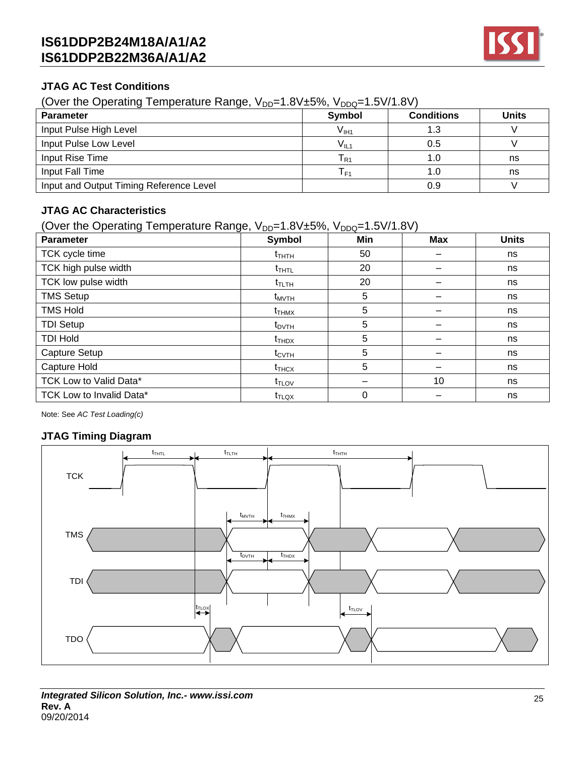## JTAG AC Test Conditions

(Over the Operating Temperature Range, $V_{DD}$=1.8V±5%, $V_{DDQ}$=1.5V/1.8V)

| Parameter | Symbol | Conditions | Units |
|---|---|---|---|
| Input Pulse High Level | $V_{IH1}$ | 1.3 | V |
| Input Pulse Low Level | $V_{IL1}$ | 0.5 | V |
| Input Rise Time | $T_{R1}$ | 1.0 | ns |
| Input Fall Time | $T_{F1}$ | 1.0 | ns |
| Input and Output Timing Reference Level | | 0.9 | V |

## JTAG AC Characteristics

(Over the Operating Temperature Range, $V_{DD}$=1.8V±5%, $V_{DDQ}$=1.5V/1.8V)

| Parameter | Symbol | Min | Max | Units |
|---|---|---|---|---|
| TCK cycle time | $t_{THTH}$ | 50 | – | ns |
| TCK high pulse width | $t_{THTL}$ | 20 | – | ns |
| TCK low pulse width | $t_{TLTH}$ | 20 | – | ns |
| TMS Setup | $t_{MVTH}$ | 5 | – | ns |
| TMS Hold | $t_{THMX}$ | 5 | – | ns |
| TDI Setup | $t_{DVTH}$ | 5 | – | ns |
| TDI Hold | $t_{THDX}$ | 5 | – | ns |
| Capture Setup | $t_{CVTH}$ | 5 | – | ns |
| Capture Hold | $t_{THCX}$ | 5 | – | ns |
| TCK Low to Valid Data* | $t_{TLOV}$ | – | 10 | ns |
| TCK Low to Invalid Data* | $t_{TLOX}$ | 0 | – | ns |

Note: See *AC Test Loading(c)*

## JTAG Timing Diagram

TCK, TMS, TDI, TDO — $t_{THTL}$, $t_{TLTH}$, $t_{THTH}$, $t_{MVTH}$, $t_{THMX}$, $t_{DVTH}$, $t_{THDX}$, $t_{TLOX}$, $t_{TLOV}$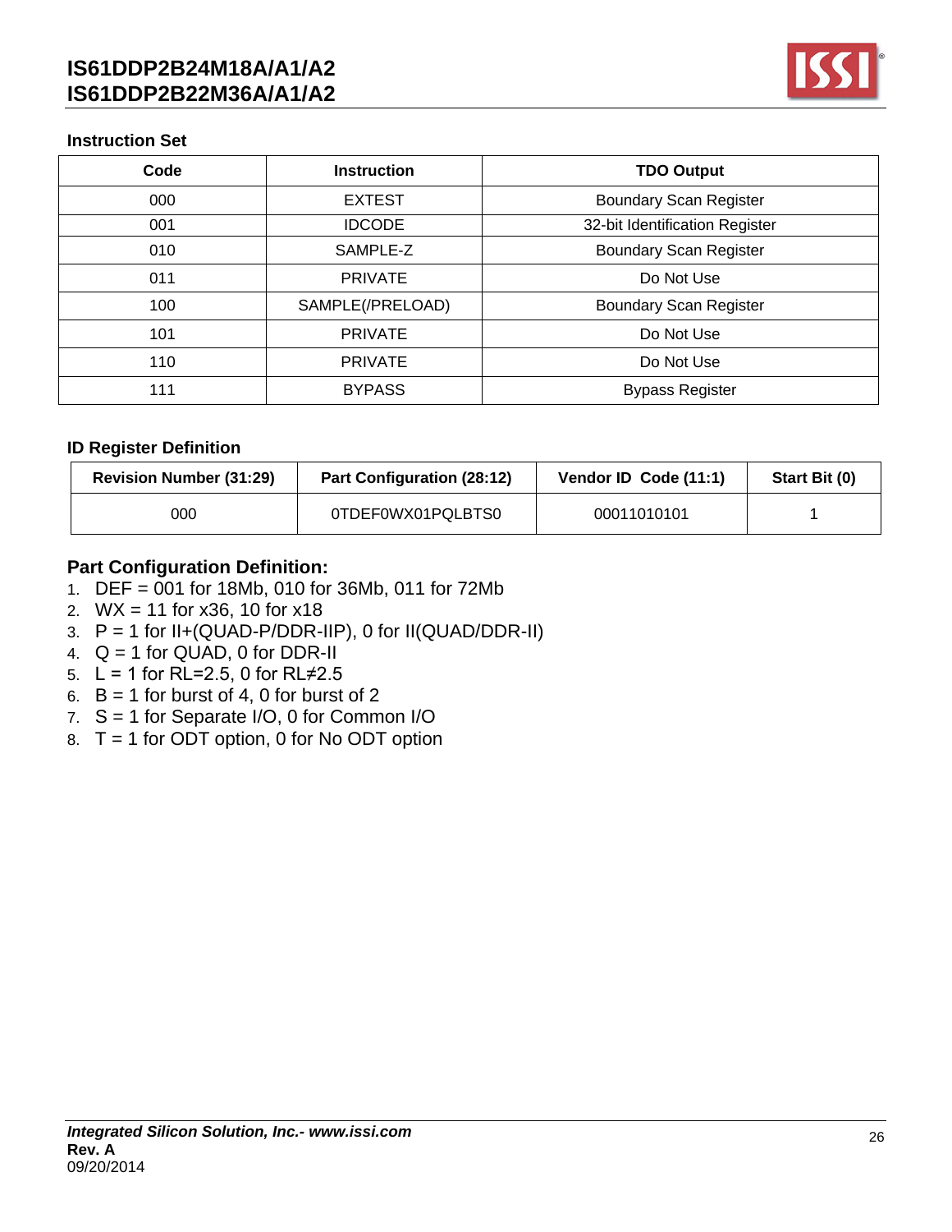### Instruction Set

| Code | Instruction | TDO Output |
|---|---|---|
| 000 | EXTEST | Boundary Scan Register |
| 001 | IDCODE | 32-bit Identification Register |
| 010 | SAMPLE-Z | Boundary Scan Register |
| 011 | PRIVATE | Do Not Use |
| 100 | SAMPLE(/PRELOAD) | Boundary Scan Register |
| 101 | PRIVATE | Do Not Use |
| 110 | PRIVATE | Do Not Use |
| 111 | BYPASS | Bypass Register |

### ID Register Definition

| Revision Number (31:29) | Part Configuration (28:12) | Vendor ID Code (11:1) | Start Bit (0) |
|---|---|---|---|
| 000 | 0TDEF0WX01PQLBTS0 | 00011010101 | 1 |

### Part Configuration Definition:

1. DEF = 001 for 18Mb, 010 for 36Mb, 011 for 72Mb
2. WX = 11 for x36, 10 for x18
3. P = 1 for II+(QUAD-P/DDR-IIP), 0 for II(QUAD/DDR-II)
4. Q = 1 for QUAD, 0 for DDR-II
5. L = 1 for RL=2.5, 0 for RL≠2.5
6. B = 1 for burst of 4, 0 for burst of 2
7. S = 1 for Separate I/O, 0 for Common I/O
8. T = 1 for ODT option, 0 for No ODT option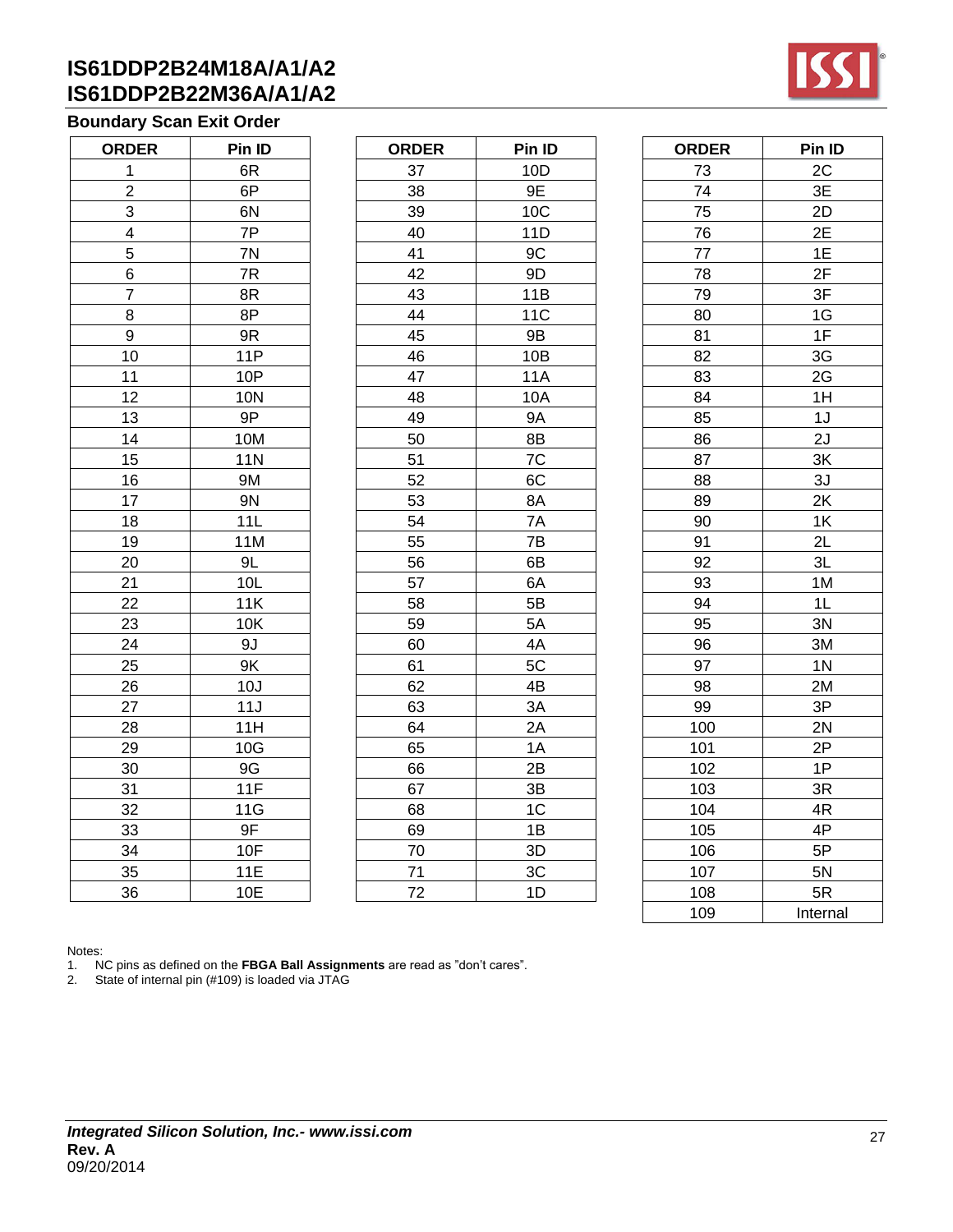## Boundary Scan Exit Order

| ORDER | Pin ID | ORDER | Pin ID | ORDER | Pin ID |
|---|---|---|---|---|---|
| 1 | 6R | 37 | 10D | 73 | 2C |
| 2 | 6P | 38 | 9E | 74 | 3E |
| 3 | 6N | 39 | 10C | 75 | 2D |
| 4 | 7P | 40 | 11D | 76 | 2E |
| 5 | 7N | 41 | 9C | 77 | 1E |
| 6 | 7R | 42 | 9D | 78 | 2F |
| 7 | 8R | 43 | 11B | 79 | 3F |
| 8 | 8P | 44 | 11C | 80 | 1G |
| 9 | 9R | 45 | 9B | 81 | 1F |
| 10 | 11P | 46 | 10B | 82 | 3G |
| 11 | 10P | 47 | 11A | 83 | 2G |
| 12 | 10N | 48 | 10A | 84 | 1H |
| 13 | 9P | 49 | 9A | 85 | 1J |
| 14 | 10M | 50 | 8B | 86 | 2J |
| 15 | 11N | 51 | 7C | 87 | 3K |
| 16 | 9M | 52 | 6C | 88 | 3J |
| 17 | 9N | 53 | 8A | 89 | 2K |
| 18 | 11L | 54 | 7A | 90 | 1K |
| 19 | 11M | 55 | 7B | 91 | 2L |
| 20 | 9L | 56 | 6B | 92 | 3L |
| 21 | 10L | 57 | 6A | 93 | 1M |
| 22 | 11K | 58 | 5B | 94 | 1L |
| 23 | 10K | 59 | 5A | 95 | 3N |
| 24 | 9J | 60 | 4A | 96 | 3M |
| 25 | 9K | 61 | 5C | 97 | 1N |
| 26 | 10J | 62 | 4B | 98 | 2M |
| 27 | 11J | 63 | 3A | 99 | 3P |
| 28 | 11H | 64 | 2A | 100 | 2N |
| 29 | 10G | 65 | 1A | 101 | 2P |
| 30 | 9G | 66 | 2B | 102 | 1P |
| 31 | 11F | 67 | 3B | 103 | 3R |
| 32 | 11G | 68 | 1C | 104 | 4R |
| 33 | 9F | 69 | 1B | 105 | 4P |
| 34 | 10F | 70 | 3D | 106 | 5P |
| 35 | 11E | 71 | 3C | 107 | 5N |
| 36 | 10E | 72 | 1D | 108 | 5R |
| | | | | 109 | Internal |

Notes:
1. NC pins as defined on the **FBGA Ball Assignments** are read as "don't cares".
2. State of internal pin (#109) is loaded via JTAG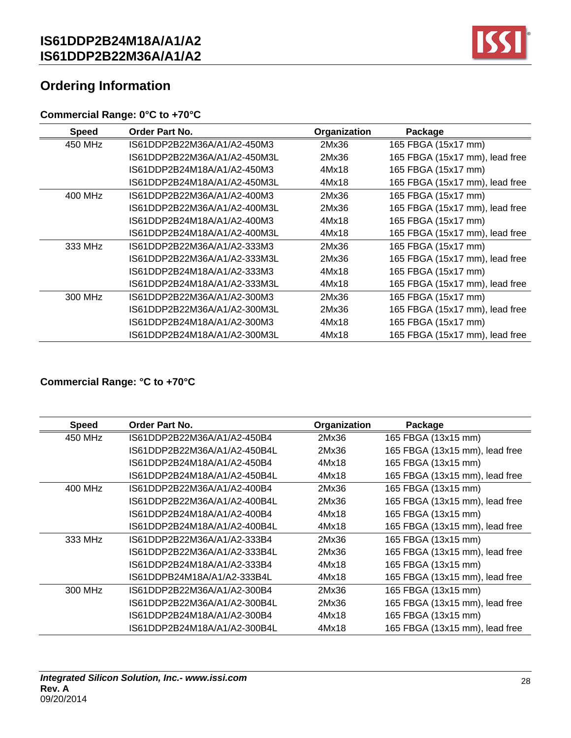## Ordering Information

### Commercial Range: 0°C to +70°C

| Speed | Order Part No. | Organization | Package |
|---|---|---|---|
| 450 MHz | IS61DDP2B22M36A/A1/A2-450M3 | 2Mx36 | 165 FBGA (15x17 mm) |
| | IS61DDP2B22M36A/A1/A2-450M3L | 2Mx36 | 165 FBGA (15x17 mm), lead free |
| | IS61DDP2B24M18A/A1/A2-450M3 | 4Mx18 | 165 FBGA (15x17 mm) |
| | IS61DDP2B24M18A/A1/A2-450M3L | 4Mx18 | 165 FBGA (15x17 mm), lead free |
| 400 MHz | IS61DDP2B22M36A/A1/A2-400M3 | 2Mx36 | 165 FBGA (15x17 mm) |
| | IS61DDP2B22M36A/A1/A2-400M3L | 2Mx36 | 165 FBGA (15x17 mm), lead free |
| | IS61DDP2B24M18A/A1/A2-400M3 | 4Mx18 | 165 FBGA (15x17 mm) |
| | IS61DDP2B24M18A/A1/A2-400M3L | 4Mx18 | 165 FBGA (15x17 mm), lead free |
| 333 MHz | IS61DDP2B22M36A/A1/A2-333M3 | 2Mx36 | 165 FBGA (15x17 mm) |
| | IS61DDP2B22M36A/A1/A2-333M3L | 2Mx36 | 165 FBGA (15x17 mm), lead free |
| | IS61DDP2B24M18A/A1/A2-333M3 | 4Mx18 | 165 FBGA (15x17 mm) |
| | IS61DDP2B24M18A/A1/A2-333M3L | 4Mx18 | 165 FBGA (15x17 mm), lead free |
| 300 MHz | IS61DDP2B22M36A/A1/A2-300M3 | 2Mx36 | 165 FBGA (15x17 mm) |
| | IS61DDP2B22M36A/A1/A2-300M3L | 2Mx36 | 165 FBGA (15x17 mm), lead free |
| | IS61DDP2B24M18A/A1/A2-300M3 | 4Mx18 | 165 FBGA (15x17 mm) |
| | IS61DDP2B24M18A/A1/A2-300M3L | 4Mx18 | 165 FBGA (15x17 mm), lead free |

### Commercial Range: °C to +70°C

| Speed | Order Part No. | Organization | Package |
|---|---|---|---|
| 450 MHz | IS61DDP2B22M36A/A1/A2-450B4 | 2Mx36 | 165 FBGA (13x15 mm) |
| | IS61DDP2B22M36A/A1/A2-450B4L | 2Mx36 | 165 FBGA (13x15 mm), lead free |
| | IS61DDP2B24M18A/A1/A2-450B4 | 4Mx18 | 165 FBGA (13x15 mm) |
| | IS61DDP2B24M18A/A1/A2-450B4L | 4Mx18 | 165 FBGA (13x15 mm), lead free |
| 400 MHz | IS61DDP2B22M36A/A1/A2-400B4 | 2Mx36 | 165 FBGA (13x15 mm) |
| | IS61DDP2B22M36A/A1/A2-400B4L | 2Mx36 | 165 FBGA (13x15 mm), lead free |
| | IS61DDP2B24M18A/A1/A2-400B4 | 4Mx18 | 165 FBGA (13x15 mm) |
| | IS61DDP2B24M18A/A1/A2-400B4L | 4Mx18 | 165 FBGA (13x15 mm), lead free |
| 333 MHz | IS61DDP2B22M36A/A1/A2-333B4 | 2Mx36 | 165 FBGA (13x15 mm) |
| | IS61DDP2B22M36A/A1/A2-333B4L | 2Mx36 | 165 FBGA (13x15 mm), lead free |
| | IS61DDP2B24M18A/A1/A2-333B4 | 4Mx18 | 165 FBGA (13x15 mm) |
| | IS61DDPB24M18A/A1/A2-333B4L | 4Mx18 | 165 FBGA (13x15 mm), lead free |
| 300 MHz | IS61DDP2B22M36A/A1/A2-300B4 | 2Mx36 | 165 FBGA (13x15 mm) |
| | IS61DDP2B22M36A/A1/A2-300B4L | 2Mx36 | 165 FBGA (13x15 mm), lead free |
| | IS61DDP2B24M18A/A1/A2-300B4 | 4Mx18 | 165 FBGA (13x15 mm) |
| | IS61DDP2B24M18A/A1/A2-300B4L | 4Mx18 | 165 FBGA (13x15 mm), lead free |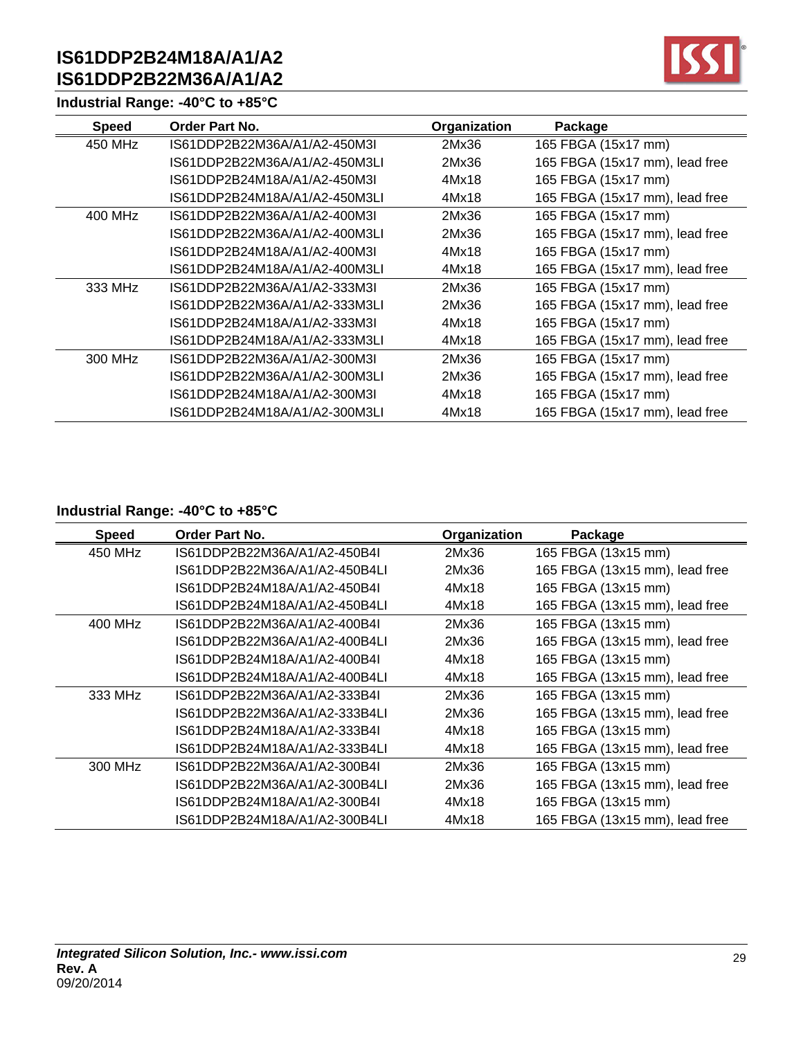## Industrial Range: -40°C to +85°C

| Speed | Order Part No. | Organization | Package |
|---|---|---|---|
| 450 MHz | IS61DDP2B22M36A/A1/A2-450M3I | 2Mx36 | 165 FBGA (15x17 mm) |
| | IS61DDP2B22M36A/A1/A2-450M3LI | 2Mx36 | 165 FBGA (15x17 mm), lead free |
| | IS61DDP2B24M18A/A1/A2-450M3I | 4Mx18 | 165 FBGA (15x17 mm) |
| | IS61DDP2B24M18A/A1/A2-450M3LI | 4Mx18 | 165 FBGA (15x17 mm), lead free |
| 400 MHz | IS61DDP2B22M36A/A1/A2-400M3I | 2Mx36 | 165 FBGA (15x17 mm) |
| | IS61DDP2B22M36A/A1/A2-400M3LI | 2Mx36 | 165 FBGA (15x17 mm), lead free |
| | IS61DDP2B24M18A/A1/A2-400M3I | 4Mx18 | 165 FBGA (15x17 mm) |
| | IS61DDP2B24M18A/A1/A2-400M3LI | 4Mx18 | 165 FBGA (15x17 mm), lead free |
| 333 MHz | IS61DDP2B22M36A/A1/A2-333M3I | 2Mx36 | 165 FBGA (15x17 mm) |
| | IS61DDP2B22M36A/A1/A2-333M3LI | 2Mx36 | 165 FBGA (15x17 mm), lead free |
| | IS61DDP2B24M18A/A1/A2-333M3I | 4Mx18 | 165 FBGA (15x17 mm) |
| | IS61DDP2B24M18A/A1/A2-333M3LI | 4Mx18 | 165 FBGA (15x17 mm), lead free |
| 300 MHz | IS61DDP2B22M36A/A1/A2-300M3I | 2Mx36 | 165 FBGA (15x17 mm) |
| | IS61DDP2B22M36A/A1/A2-300M3LI | 2Mx36 | 165 FBGA (15x17 mm), lead free |
| | IS61DDP2B24M18A/A1/A2-300M3I | 4Mx18 | 165 FBGA (15x17 mm) |
| | IS61DDP2B24M18A/A1/A2-300M3LI | 4Mx18 | 165 FBGA (15x17 mm), lead free |

## Industrial Range: -40°C to +85°C

| Speed | Order Part No. | Organization | Package |
|---|---|---|---|
| 450 MHz | IS61DDP2B22M36A/A1/A2-450B4I | 2Mx36 | 165 FBGA (13x15 mm) |
| | IS61DDP2B22M36A/A1/A2-450B4LI | 2Mx36 | 165 FBGA (13x15 mm), lead free |
| | IS61DDP2B24M18A/A1/A2-450B4I | 4Mx18 | 165 FBGA (13x15 mm) |
| | IS61DDP2B24M18A/A1/A2-450B4LI | 4Mx18 | 165 FBGA (13x15 mm), lead free |
| 400 MHz | IS61DDP2B22M36A/A1/A2-400B4I | 2Mx36 | 165 FBGA (13x15 mm) |
| | IS61DDP2B22M36A/A1/A2-400B4LI | 2Mx36 | 165 FBGA (13x15 mm), lead free |
| | IS61DDP2B24M18A/A1/A2-400B4I | 4Mx18 | 165 FBGA (13x15 mm) |
| | IS61DDP2B24M18A/A1/A2-400B4LI | 4Mx18 | 165 FBGA (13x15 mm), lead free |
| 333 MHz | IS61DDP2B22M36A/A1/A2-333B4I | 2Mx36 | 165 FBGA (13x15 mm) |
| | IS61DDP2B22M36A/A1/A2-333B4LI | 2Mx36 | 165 FBGA (13x15 mm), lead free |
| | IS61DDP2B24M18A/A1/A2-333B4I | 4Mx18 | 165 FBGA (13x15 mm) |
| | IS61DDP2B24M18A/A1/A2-333B4LI | 4Mx18 | 165 FBGA (13x15 mm), lead free |
| 300 MHz | IS61DDP2B22M36A/A1/A2-300B4I | 2Mx36 | 165 FBGA (13x15 mm) |
| | IS61DDP2B22M36A/A1/A2-300B4LI | 2Mx36 | 165 FBGA (13x15 mm), lead free |
| | IS61DDP2B24M18A/A1/A2-300B4I | 4Mx18 | 165 FBGA (13x15 mm) |
| | IS61DDP2B24M18A/A1/A2-300B4LI | 4Mx18 | 165 FBGA (13x15 mm), lead free |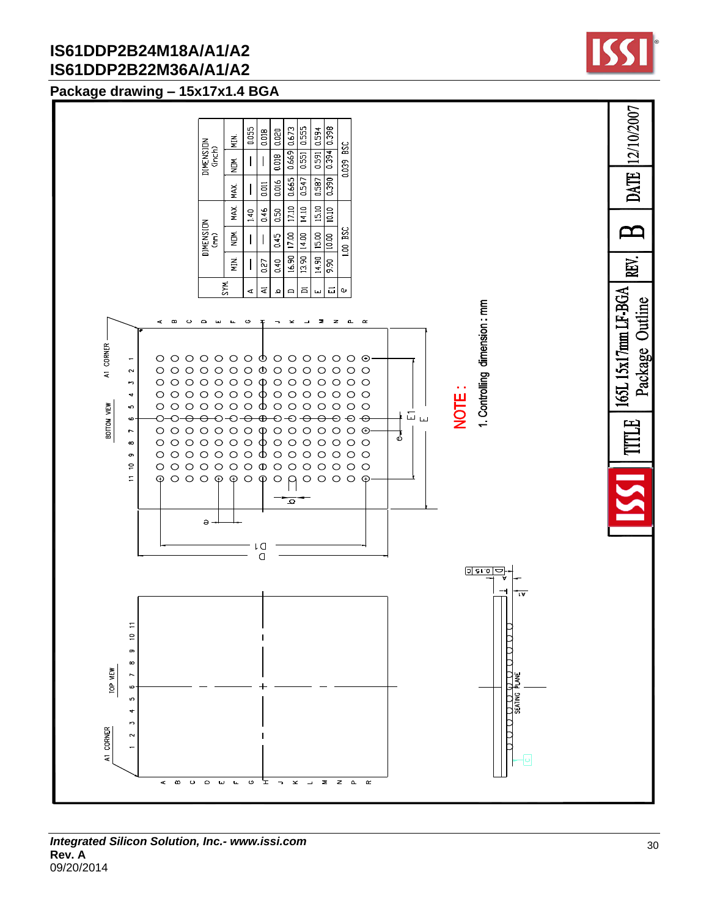## Package drawing – 15x17x1.4 BGA

| SYM. | DIMENSION (mm) MIN. | NOM. | MAX. | DIMENSION (inch) MIN. | NOM. | MAX. |
|---|---|---|---|---|---|---|
| A | — | — | 1.40 | — | — | 0.055 |
| A1 | 0.27 | — | 0.46 | 0.011 | — | 0.018 |
| b | 0.40 | 0.45 | 0.50 | 0.016 | 0.018 | 0.020 |
| D | 16.90 | 17.00 | 17.10 | 0.665 | 0.669 | 0.673 |
| D1 | 13.90 | 14.00 | 14.10 | 0.547 | 0.551 | 0.555 |
| E | 14.90 | 15.00 | 15.10 | 0.587 | 0.591 | 0.594 |
| E1 | 9.90 | 10.00 | 10.10 | 0.390 | 0.394 | 0.398 |
| e | | 1.00 BSC | | | 0.039 BSC | |

BOTTOM VIEW

TOP VIEW

A1 CORNER

SEATING PLANE

NOTE :

1. Controlling dimension : mm

| TITLE | 165L 15x17mm LF-BGA Package Outline | REV. | B | DATE | 12/10/2007 |
|---|---|---|---|---|---|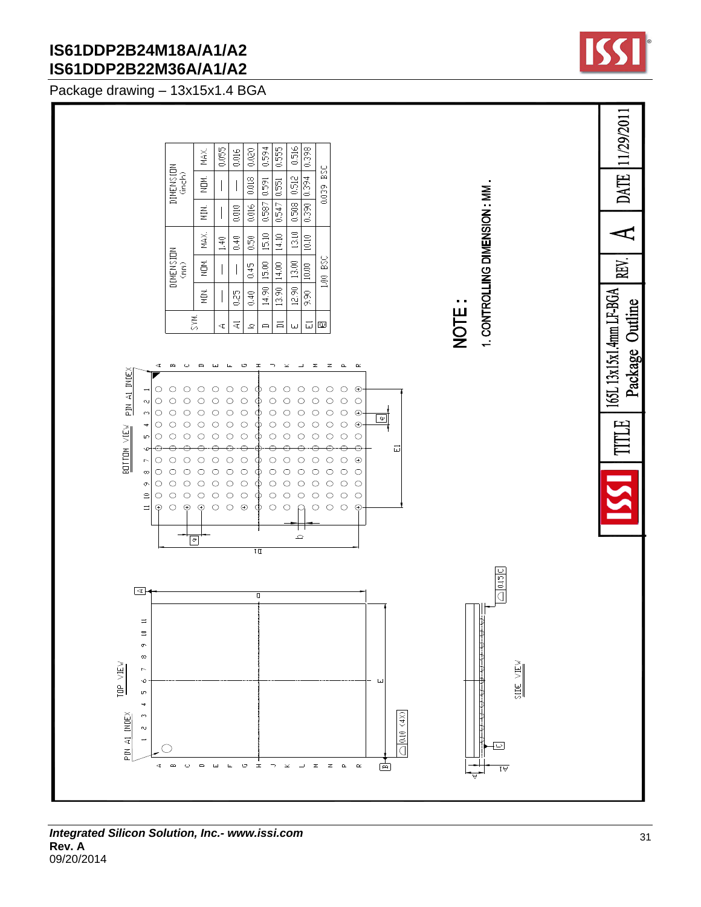Package drawing – 13x15x1.4 BGA

| SYM. | DIMENSION (mm) | | | DIMENSION (inch) | | |
|---|---|---|---|---|---|---|
| | MIN. | NOM. | MAX. | MIN. | NOM. | MAX. |
| A | — | — | 1.40 | — | — | 0.055 |
| A1 | 0.25 | — | 0.40 | 0.010 | — | 0.016 |
| b | 0.40 | 0.45 | 0.50 | 0.016 | 0.018 | 0.020 |
| D | 14.90 | 15.00 | 15.10 | 0.587 | 0.591 | 0.594 |
| D1 | 13.90 | 14.00 | 14.10 | 0.547 | 0.551 | 0.555 |
| E | 12.90 | 13.00 | 13.10 | 0.508 | 0.512 | 0.516 |
| E1 | 9.90 | 10.00 | 10.10 | 0.390 | 0.394 | 0.398 |
| e | 1.00 BSC | | | 0.039 BSC | | |

**NOTE :**

1. CONTROLLING DIMENSION : MM .

TOP VIEW

PIN A1 INDEX

1 2 3 4 5 6 7 8 9 10 11

A B C D E F G H J K L M N P R

D

E

A

B

0.10 (4X)

BOTTOM VIEW

PIN A1 INDEX

11 10 9 8 7 6 5 4 3 2 1

A B C D E F G H J K L M N P R

e

E1

D1

b

SIDE VIEW

0.15 C

C

A

A1

| TITLE | 165L 13x15x1.4mm LF-BGA Package Outline | REV. | A | DATE | 11/29/2011 |
|---|---|---|---|---|---|